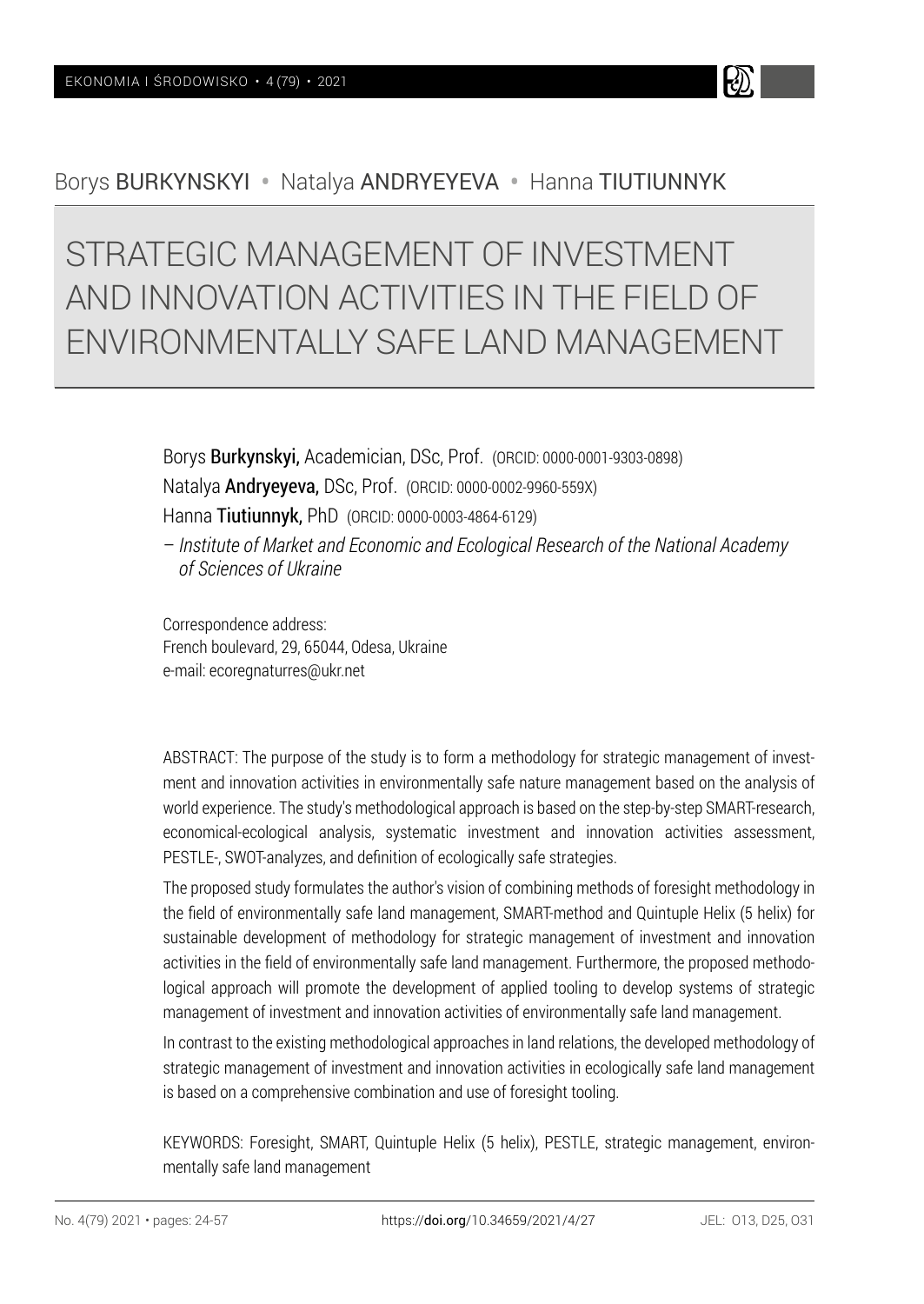Borys BURKYNSKYI • Natalya ANDRYEYEVA • Hanna TIUTIUNNYK

# STRATEGIC MANAGEMENT OF INVESTMENT AND INNOVATION ACTIVITIES IN THE FIELD OF ENVIRONMENTALLY SAFE LAND MANAGEMENT

Borys **Burkynskyi,** Academician, DSc, Prof. (ORCID: 0000-0001-9303-0898)

Natalya **Andryeyeva,** DSc, Prof. (ORCID: 0000-0002-9960-559X)

Hanna **Tiutiunnyk,** PhD (ORCID: 0000-0003-4864-6129)

– *Institute of Market and Economic and Ecological Research of the National Academy of Sciences of Ukraine*

Correspondence address:
French boulevard, 29, 65044, Odesa, Ukraine
e-mail: ecoregnaturres@ukr.net

ABSTRACT: The purpose of the study is to form a methodology for strategic management of investment and innovation activities in environmentally safe nature management based on the analysis of world experience. The study's methodological approach is based on the step-by-step SMART-research, economical-ecological analysis, systematic investment and innovation activities assessment, PESTLE-, SWOT-analyzes, and definition of ecologically safe strategies.

The proposed study formulates the author's vision of combining methods of foresight methodology in the field of environmentally safe land management, SMART-method and Quintuple Helix (5 helix) for sustainable development of methodology for strategic management of investment and innovation activities in the field of environmentally safe land management. Furthermore, the proposed methodological approach will promote the development of applied tooling to develop systems of strategic management of investment and innovation activities of environmentally safe land management.

In contrast to the existing methodological approaches in land relations, the developed methodology of strategic management of investment and innovation activities in ecologically safe land management is based on a comprehensive combination and use of foresight tooling.

KEYWORDS: Foresight, SMART, Quintuple Helix (5 helix), PESTLE, strategic management, environmentally safe land management

https://doi.org/10.34659/2021/4/27

JEL: O13, D25, O31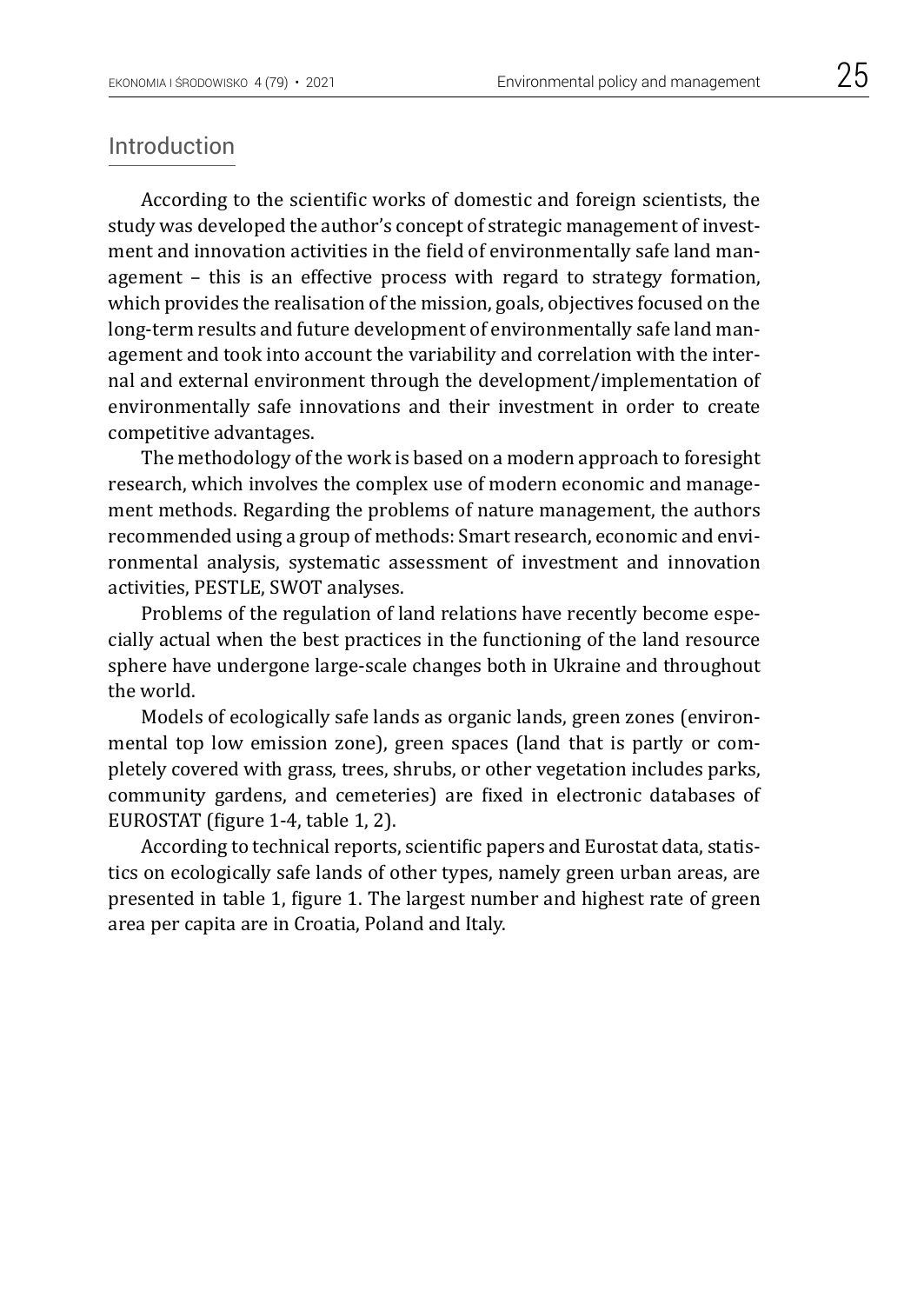## Introduction

According to the scientific works of domestic and foreign scientists, the study was developed the author's concept of strategic management of investment and innovation activities in the field of environmentally safe land management – this is an effective process with regard to strategy formation, which provides the realisation of the mission, goals, objectives focused on the long-term results and future development of environmentally safe land management and took into account the variability and correlation with the internal and external environment through the development/implementation of environmentally safe innovations and their investment in order to create competitive advantages.

The methodology of the work is based on a modern approach to foresight research, which involves the complex use of modern economic and management methods. Regarding the problems of nature management, the authors recommended using a group of methods: Smart research, economic and environmental analysis, systematic assessment of investment and innovation activities, PESTLE, SWOT analyses.

Problems of the regulation of land relations have recently become especially actual when the best practices in the functioning of the land resource sphere have undergone large-scale changes both in Ukraine and throughout the world.

Models of ecologically safe lands as organic lands, green zones (environmental top low emission zone), green spaces (land that is partly or completely covered with grass, trees, shrubs, or other vegetation includes parks, community gardens, and cemeteries) are fixed in electronic databases of EUROSTAT (figure 1-4, table 1, 2).

According to technical reports, scientific papers and Eurostat data, statistics on ecologically safe lands of other types, namely green urban areas, are presented in table 1, figure 1. The largest number and highest rate of green area per capita are in Croatia, Poland and Italy.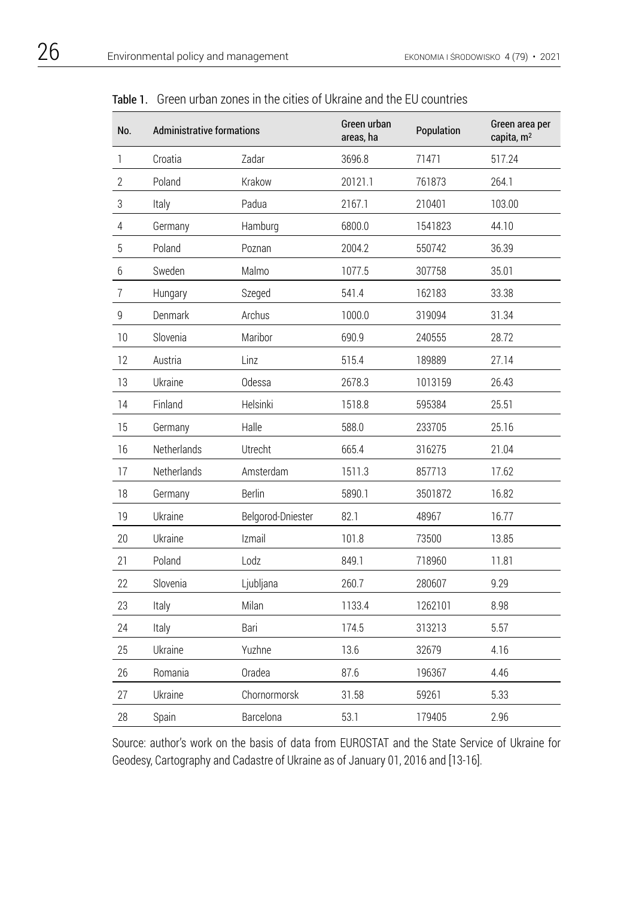Table 1. Green urban zones in the cities of Ukraine and the EU countries

| No. | Administrative formations | | Green urban areas, ha | Population | Green area per capita, m$^2$ |
|---|---|---|---|---|---|
| 1 | Croatia | Zadar | 3696.8 | 71471 | 517.24 |
| 2 | Poland | Krakow | 20121.1 | 761873 | 264.1 |
| 3 | Italy | Padua | 2167.1 | 210401 | 103.00 |
| 4 | Germany | Hamburg | 6800.0 | 1541823 | 44.10 |
| 5 | Poland | Poznan | 2004.2 | 550742 | 36.39 |
| 6 | Sweden | Malmo | 1077.5 | 307758 | 35.01 |
| 7 | Hungary | Szeged | 541.4 | 162183 | 33.38 |
| 9 | Denmark | Archus | 1000.0 | 319094 | 31.34 |
| 10 | Slovenia | Maribor | 690.9 | 240555 | 28.72 |
| 12 | Austria | Linz | 515.4 | 189889 | 27.14 |
| 13 | Ukraine | Odessa | 2678.3 | 1013159 | 26.43 |
| 14 | Finland | Helsinki | 1518.8 | 595384 | 25.51 |
| 15 | Germany | Halle | 588.0 | 233705 | 25.16 |
| 16 | Netherlands | Utrecht | 665.4 | 316275 | 21.04 |
| 17 | Netherlands | Amsterdam | 1511.3 | 857713 | 17.62 |
| 18 | Germany | Berlin | 5890.1 | 3501872 | 16.82 |
| 19 | Ukraine | Belgorod-Dniester | 82.1 | 48967 | 16.77 |
| 20 | Ukraine | Izmail | 101.8 | 73500 | 13.85 |
| 21 | Poland | Lodz | 849.1 | 718960 | 11.81 |
| 22 | Slovenia | Ljubljana | 260.7 | 280607 | 9.29 |
| 23 | Italy | Milan | 1133.4 | 1262101 | 8.98 |
| 24 | Italy | Bari | 174.5 | 313213 | 5.57 |
| 25 | Ukraine | Yuzhne | 13.6 | 32679 | 4.16 |
| 26 | Romania | Oradea | 87.6 | 196367 | 4.46 |
| 27 | Ukraine | Chornormorsk | 31.58 | 59261 | 5.33 |
| 28 | Spain | Barcelona | 53.1 | 179405 | 2.96 |

Source: author's work on the basis of data from EUROSTAT and the State Service of Ukraine for Geodesy, Cartography and Cadastre of Ukraine as of January 01, 2016 and [13-16].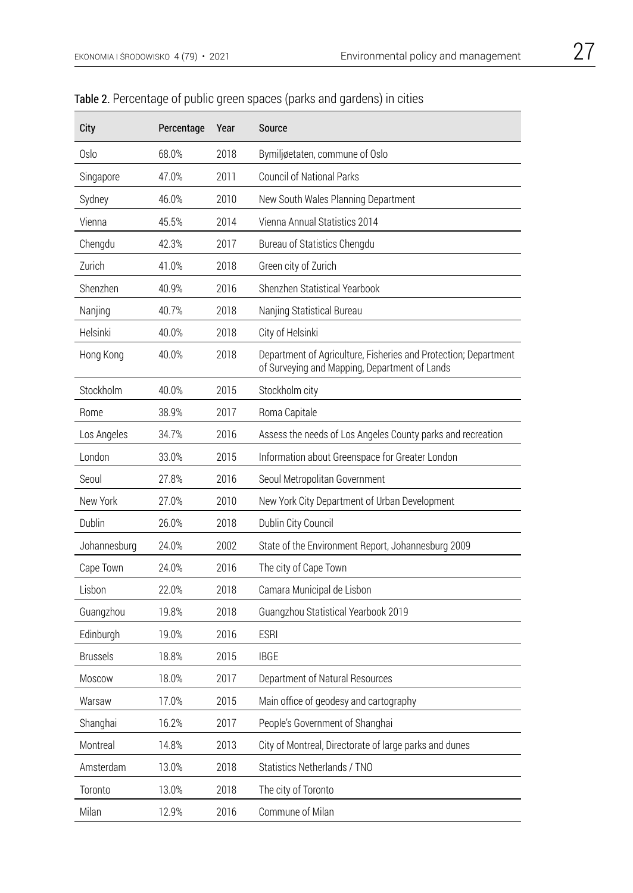Table 2. Percentage of public green spaces (parks and gardens) in cities

| City | Percentage | Year | Source |
|---|---|---|---|
| Oslo | 68.0% | 2018 | Bymiljøetaten, commune of Oslo |
| Singapore | 47.0% | 2011 | Council of National Parks |
| Sydney | 46.0% | 2010 | New South Wales Planning Department |
| Vienna | 45.5% | 2014 | Vienna Annual Statistics 2014 |
| Chengdu | 42.3% | 2017 | Bureau of Statistics Chengdu |
| Zurich | 41.0% | 2018 | Green city of Zurich |
| Shenzhen | 40.9% | 2016 | Shenzhen Statistical Yearbook |
| Nanjing | 40.7% | 2018 | Nanjing Statistical Bureau |
| Helsinki | 40.0% | 2018 | City of Helsinki |
| Hong Kong | 40.0% | 2018 | Department of Agriculture, Fisheries and Protection; Department of Surveying and Mapping, Department of Lands |
| Stockholm | 40.0% | 2015 | Stockholm city |
| Rome | 38.9% | 2017 | Roma Capitale |
| Los Angeles | 34.7% | 2016 | Assess the needs of Los Angeles County parks and recreation |
| London | 33.0% | 2015 | Information about Greenspace for Greater London |
| Seoul | 27.8% | 2016 | Seoul Metropolitan Government |
| New York | 27.0% | 2010 | New York City Department of Urban Development |
| Dublin | 26.0% | 2018 | Dublin City Council |
| Johannesburg | 24.0% | 2002 | State of the Environment Report, Johannesburg 2009 |
| Cape Town | 24.0% | 2016 | The city of Cape Town |
| Lisbon | 22.0% | 2018 | Camara Municipal de Lisbon |
| Guangzhou | 19.8% | 2018 | Guangzhou Statistical Yearbook 2019 |
| Edinburgh | 19.0% | 2016 | ESRI |
| Brussels | 18.8% | 2015 | IBGE |
| Moscow | 18.0% | 2017 | Department of Natural Resources |
| Warsaw | 17.0% | 2015 | Main office of geodesy and cartography |
| Shanghai | 16.2% | 2017 | People's Government of Shanghai |
| Montreal | 14.8% | 2013 | City of Montreal, Directorate of large parks and dunes |
| Amsterdam | 13.0% | 2018 | Statistics Netherlands / TNO |
| Toronto | 13.0% | 2018 | The city of Toronto |
| Milan | 12.9% | 2016 | Commune of Milan |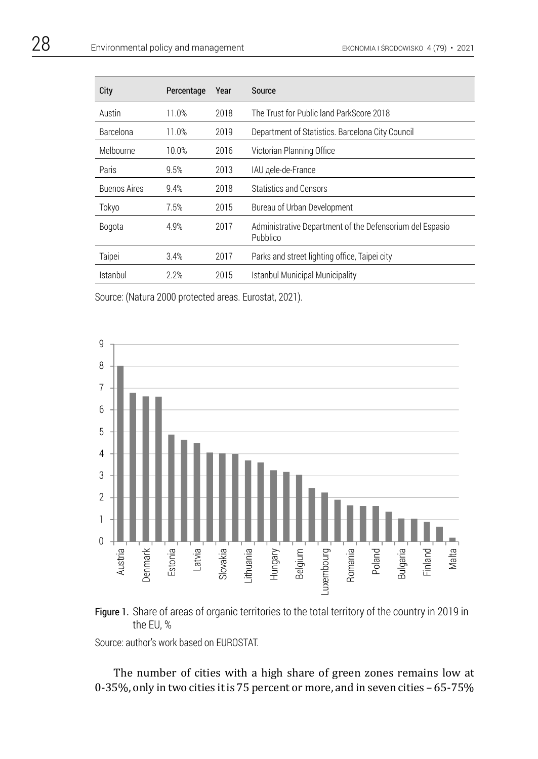| City | Percentage | Year | Source |
|---|---|---|---|
| Austin | 11.0% | 2018 | The Trust for Public land ParkScore 2018 |
| Barcelona | 11.0% | 2019 | Department of Statistics. Barcelona City Council |
| Melbourne | 10.0% | 2016 | Victorian Planning Office |
| Paris | 9.5% | 2013 | IAU дele-de-France |
| Buenos Aires | 9.4% | 2018 | Statistics and Censors |
| Tokyo | 7.5% | 2015 | Bureau of Urban Development |
| Bogota | 4.9% | 2017 | Administrative Department of the Defensorium del Espasio Pubblico |
| Taipei | 3.4% | 2017 | Parks and street lighting office, Taipei city |
| Istanbul | 2.2% | 2015 | Istanbul Municipal Municipality |

Source: (Natura 2000 protected areas. Eurostat, 2021).

Figure 1. Share of areas of organic territories to the total territory of the country in 2019 in the EU, %

Source: author's work based on EUROSTAT.

The number of cities with a high share of green zones remains low at 0-35%, only in two cities it is 75 percent or more, and in seven cities – 65-75%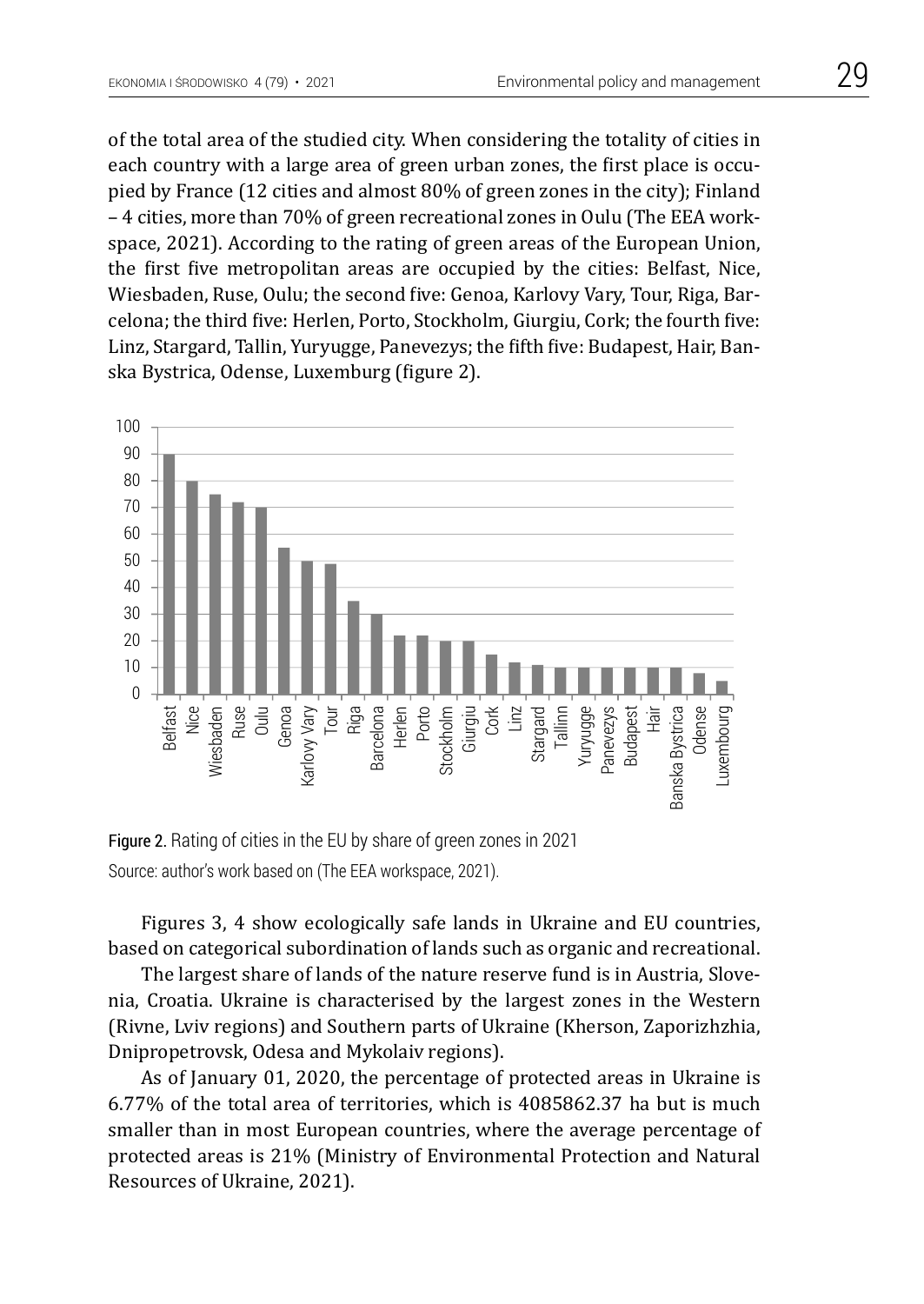of the total area of the studied city. When considering the totality of cities in each country with a large area of green urban zones, the first place is occupied by France (12 cities and almost 80% of green zones in the city); Finland – 4 cities, more than 70% of green recreational zones in Oulu (The EEA workspace, 2021). According to the rating of green areas of the European Union, the first five metropolitan areas are occupied by the cities: Belfast, Nice, Wiesbaden, Ruse, Oulu; the second five: Genoa, Karlovy Vary, Tour, Riga, Barcelona; the third five: Herlen, Porto, Stockholm, Giurgiu, Cork; the fourth five: Linz, Stargard, Tallin, Yuryugge, Panevezys; the fifth five: Budapest, Hair, Banska Bystrica, Odense, Luxemburg (figure 2).

**Figure 2.** Rating of cities in the EU by share of green zones in 2021

Source: author's work based on (The EEA workspace, 2021).

Figures 3, 4 show ecologically safe lands in Ukraine and EU countries, based on categorical subordination of lands such as organic and recreational.

The largest share of lands of the nature reserve fund is in Austria, Slovenia, Croatia. Ukraine is characterised by the largest zones in the Western (Rivne, Lviv regions) and Southern parts of Ukraine (Kherson, Zaporizhzhia, Dnipropetrovsk, Odesa and Mykolaiv regions).

As of January 01, 2020, the percentage of protected areas in Ukraine is 6.77% of the total area of territories, which is 4085862.37 ha but is much smaller than in most European countries, where the average percentage of protected areas is 21% (Ministry of Environmental Protection and Natural Resources of Ukraine, 2021).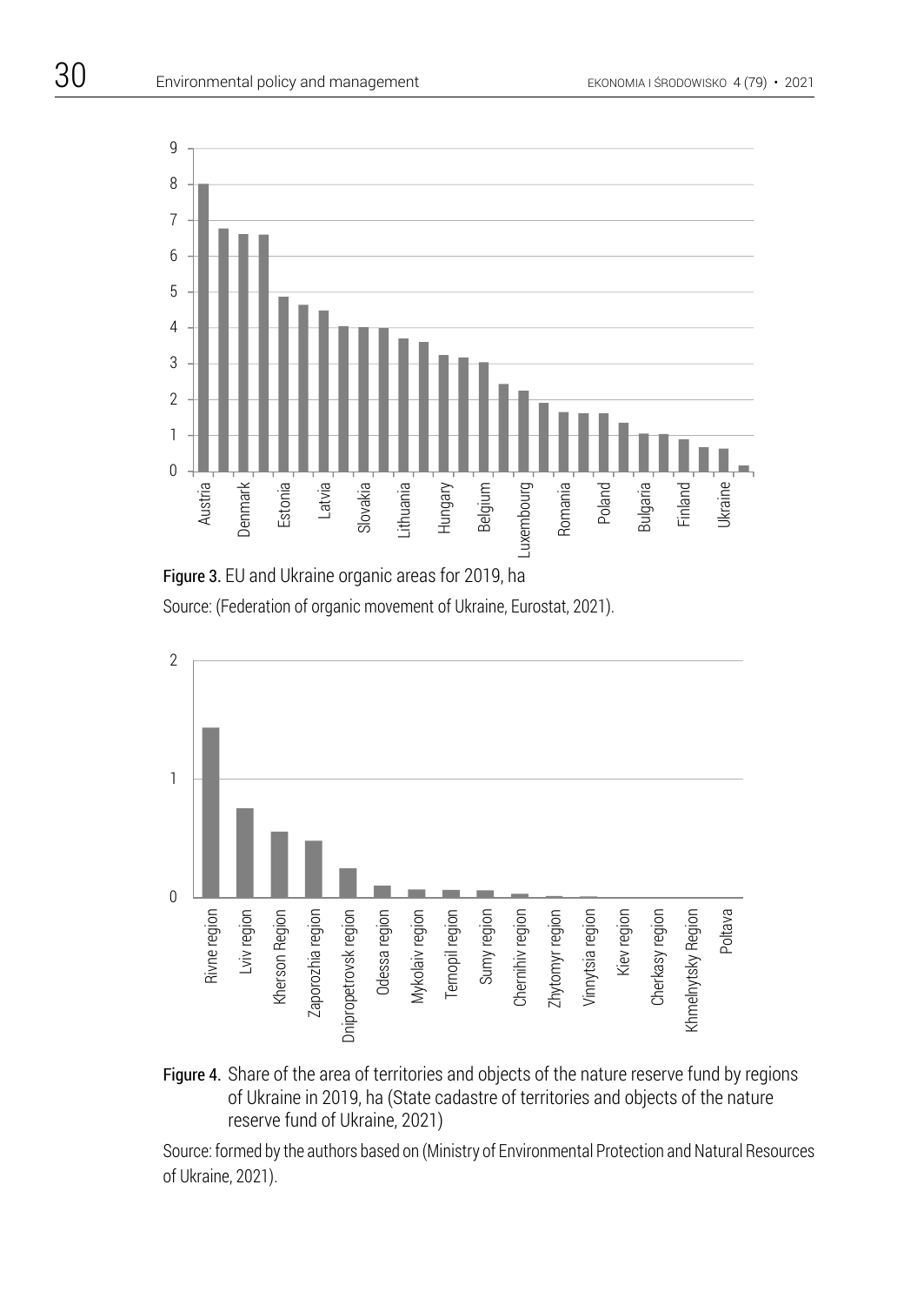Figure 3. EU and Ukraine organic areas for 2019, ha

Source: (Federation of organic movement of Ukraine, Eurostat, 2021).

Figure 4. Share of the area of territories and objects of the nature reserve fund by regions of Ukraine in 2019, ha (State cadastre of territories and objects of the nature reserve fund of Ukraine, 2021)

Source: formed by the authors based on (Ministry of Environmental Protection and Natural Resources of Ukraine, 2021).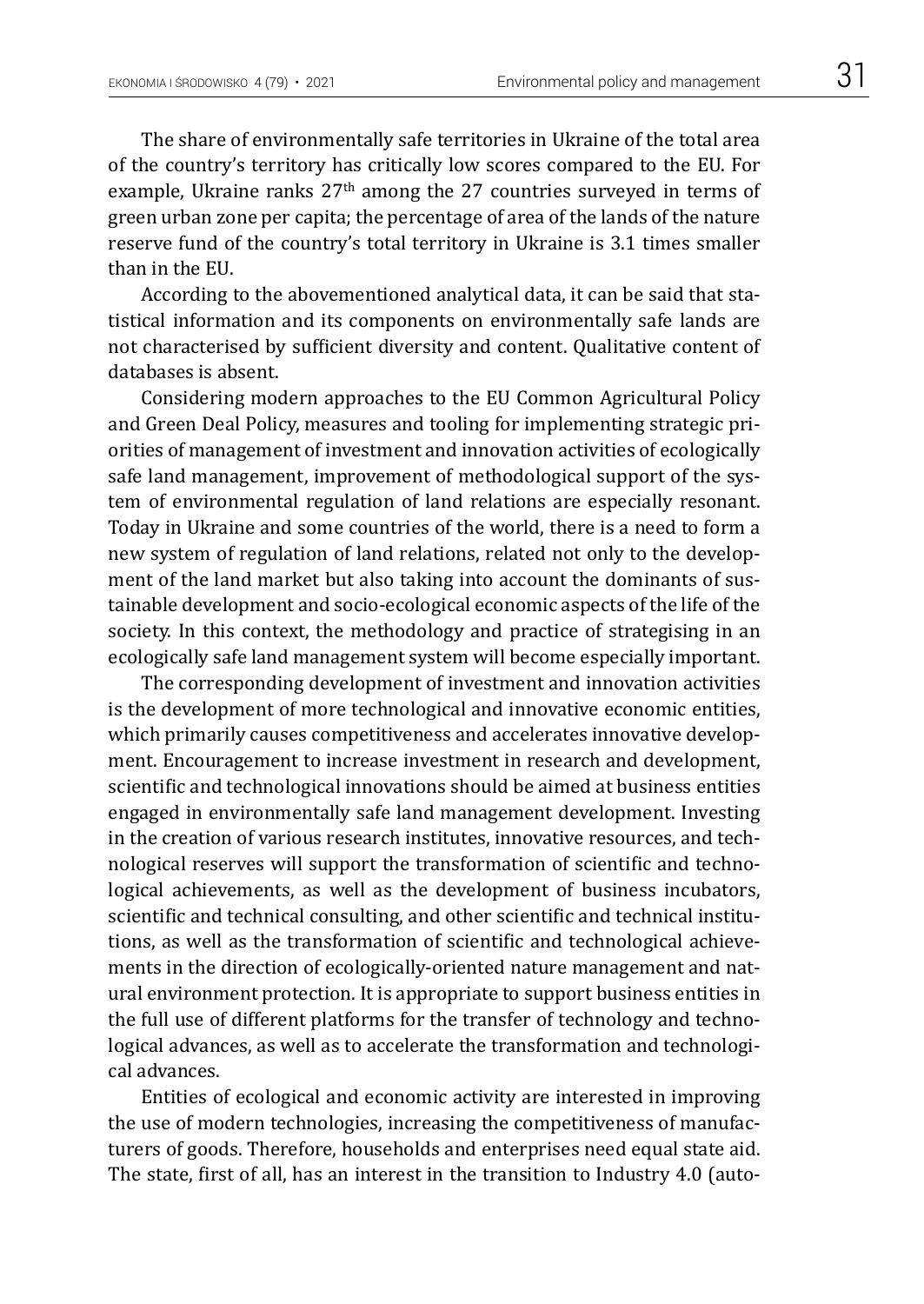The share of environmentally safe territories in Ukraine of the total area of the country's territory has critically low scores compared to the EU. For example, Ukraine ranks 27th among the 27 countries surveyed in terms of green urban zone per capita; the percentage of area of the lands of the nature reserve fund of the country's total territory in Ukraine is 3.1 times smaller than in the EU.

According to the abovementioned analytical data, it can be said that statistical information and its components on environmentally safe lands are not characterised by sufficient diversity and content. Qualitative content of databases is absent.

Considering modern approaches to the EU Common Agricultural Policy and Green Deal Policy, measures and tooling for implementing strategic priorities of management of investment and innovation activities of ecologically safe land management, improvement of methodological support of the system of environmental regulation of land relations are especially resonant. Today in Ukraine and some countries of the world, there is a need to form a new system of regulation of land relations, related not only to the development of the land market but also taking into account the dominants of sustainable development and socio-ecological economic aspects of the life of the society. In this context, the methodology and practice of strategising in an ecologically safe land management system will become especially important.

The corresponding development of investment and innovation activities is the development of more technological and innovative economic entities, which primarily causes competitiveness and accelerates innovative development. Encouragement to increase investment in research and development, scientific and technological innovations should be aimed at business entities engaged in environmentally safe land management development. Investing in the creation of various research institutes, innovative resources, and technological reserves will support the transformation of scientific and technological achievements, as well as the development of business incubators, scientific and technical consulting, and other scientific and technical institutions, as well as the transformation of scientific and technological achievements in the direction of ecologically-oriented nature management and natural environment protection. It is appropriate to support business entities in the full use of different platforms for the transfer of technology and technological advances, as well as to accelerate the transformation and technological advances.

Entities of ecological and economic activity are interested in improving the use of modern technologies, increasing the competitiveness of manufacturers of goods. Therefore, households and enterprises need equal state aid. The state, first of all, has an interest in the transition to Industry 4.0 (auto-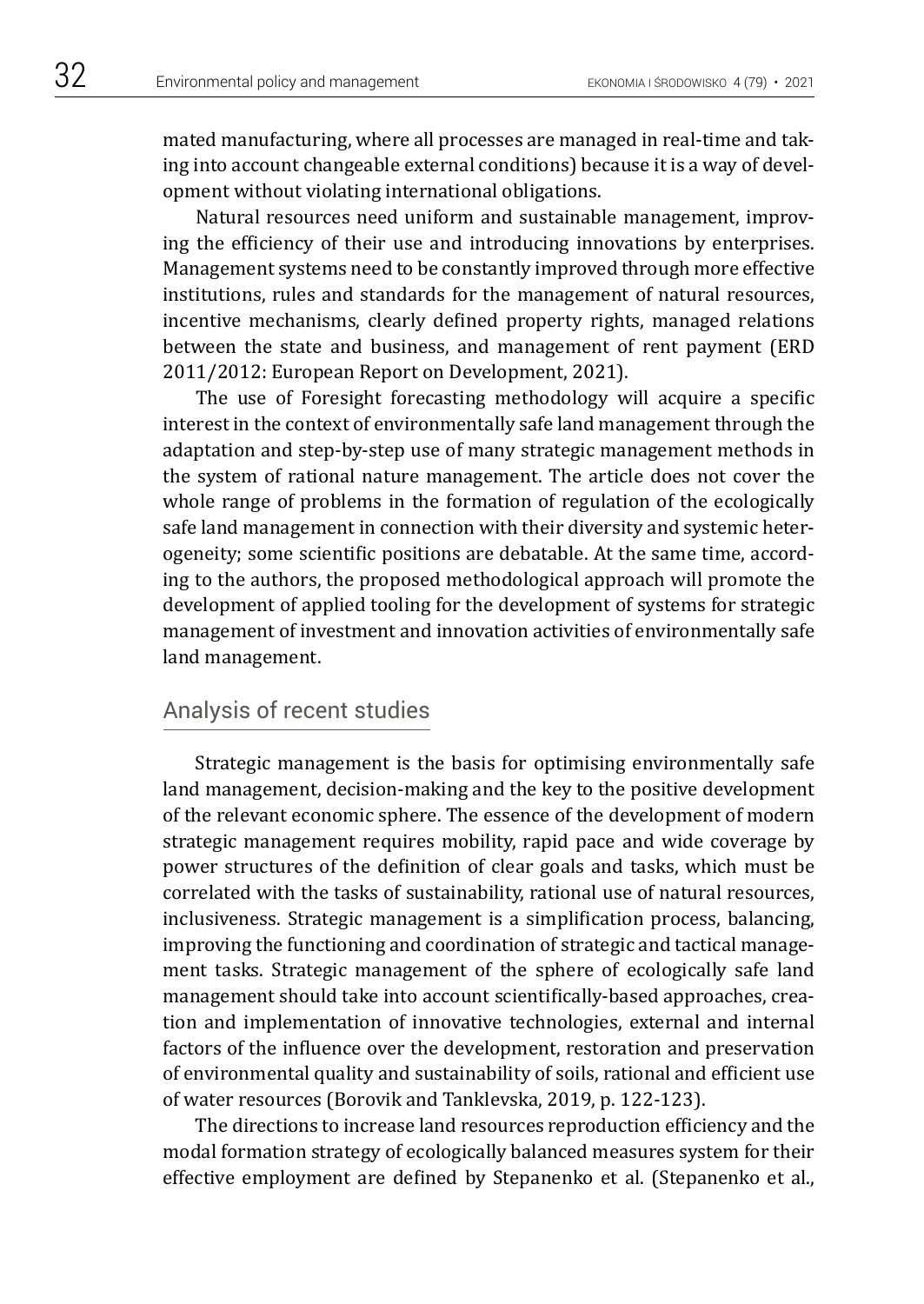mated manufacturing, where all processes are managed in real-time and taking into account changeable external conditions) because it is a way of development without violating international obligations.

Natural resources need uniform and sustainable management, improving the efficiency of their use and introducing innovations by enterprises. Management systems need to be constantly improved through more effective institutions, rules and standards for the management of natural resources, incentive mechanisms, clearly defined property rights, managed relations between the state and business, and management of rent payment (ERD 2011/2012: European Report on Development, 2021).

The use of Foresight forecasting methodology will acquire a specific interest in the context of environmentally safe land management through the adaptation and step-by-step use of many strategic management methods in the system of rational nature management. The article does not cover the whole range of problems in the formation of regulation of the ecologically safe land management in connection with their diversity and systemic heterogeneity; some scientific positions are debatable. At the same time, according to the authors, the proposed methodological approach will promote the development of applied tooling for the development of systems for strategic management of investment and innovation activities of environmentally safe land management.

## Analysis of recent studies

Strategic management is the basis for optimising environmentally safe land management, decision-making and the key to the positive development of the relevant economic sphere. The essence of the development of modern strategic management requires mobility, rapid pace and wide coverage by power structures of the definition of clear goals and tasks, which must be correlated with the tasks of sustainability, rational use of natural resources, inclusiveness. Strategic management is a simplification process, balancing, improving the functioning and coordination of strategic and tactical management tasks. Strategic management of the sphere of ecologically safe land management should take into account scientifically-based approaches, creation and implementation of innovative technologies, external and internal factors of the influence over the development, restoration and preservation of environmental quality and sustainability of soils, rational and efficient use of water resources (Borovik and Tanklevska, 2019, p. 122-123).

The directions to increase land resources reproduction efficiency and the modal formation strategy of ecologically balanced measures system for their effective employment are defined by Stepanenko et al. (Stepanenko et al.,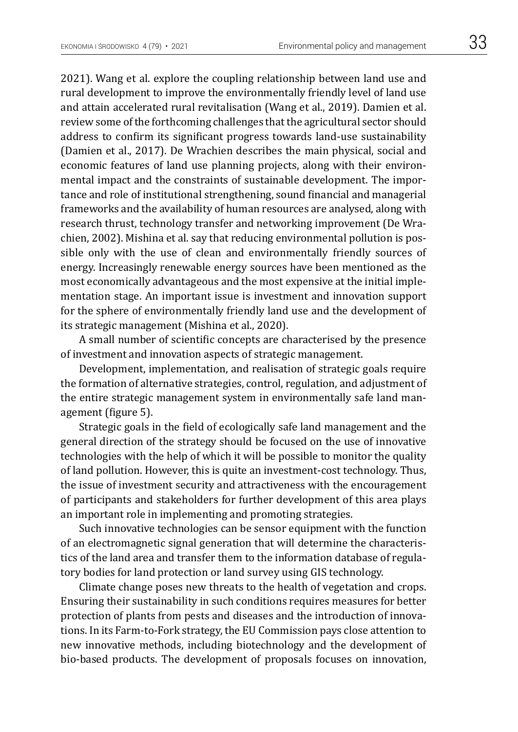2021). Wang et al. explore the coupling relationship between land use and rural development to improve the environmentally friendly level of land use and attain accelerated rural revitalisation (Wang et al., 2019). Damien et al. review some of the forthcoming challenges that the agricultural sector should address to confirm its significant progress towards land-use sustainability (Damien et al., 2017). De Wrachien describes the main physical, social and economic features of land use planning projects, along with their environmental impact and the constraints of sustainable development. The importance and role of institutional strengthening, sound financial and managerial frameworks and the availability of human resources are analysed, along with research thrust, technology transfer and networking improvement (De Wrachien, 2002). Mishina et al. say that reducing environmental pollution is possible only with the use of clean and environmentally friendly sources of energy. Increasingly renewable energy sources have been mentioned as the most economically advantageous and the most expensive at the initial implementation stage. An important issue is investment and innovation support for the sphere of environmentally friendly land use and the development of its strategic management (Mishina et al., 2020).

A small number of scientific concepts are characterised by the presence of investment and innovation aspects of strategic management.

Development, implementation, and realisation of strategic goals require the formation of alternative strategies, control, regulation, and adjustment of the entire strategic management system in environmentally safe land management (figure 5).

Strategic goals in the field of ecologically safe land management and the general direction of the strategy should be focused on the use of innovative technologies with the help of which it will be possible to monitor the quality of land pollution. However, this is quite an investment-cost technology. Thus, the issue of investment security and attractiveness with the encouragement of participants and stakeholders for further development of this area plays an important role in implementing and promoting strategies.

Such innovative technologies can be sensor equipment with the function of an electromagnetic signal generation that will determine the characteristics of the land area and transfer them to the information database of regulatory bodies for land protection or land survey using GIS technology.

Climate change poses new threats to the health of vegetation and crops. Ensuring their sustainability in such conditions requires measures for better protection of plants from pests and diseases and the introduction of innovations. In its Farm-to-Fork strategy, the EU Commission pays close attention to new innovative methods, including biotechnology and the development of bio-based products. The development of proposals focuses on innovation,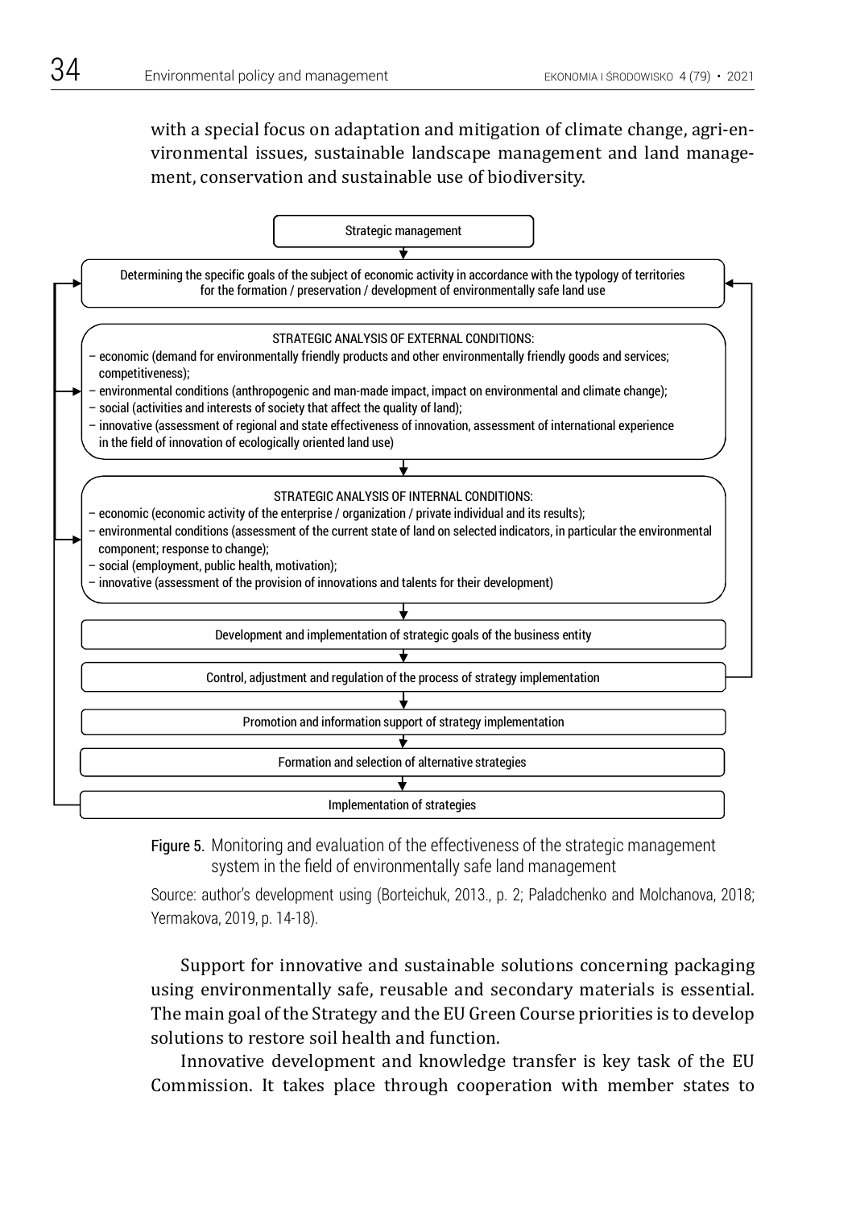with a special focus on adaptation and mitigation of climate change, agri-environmental issues, sustainable landscape management and land management, conservation and sustainable use of biodiversity.

Strategic management

Determining the specific goals of the subject of economic activity in accordance with the typology of territories for the formation / preservation / development of environmentally safe land use

STRATEGIC ANALYSIS OF EXTERNAL CONDITIONS:
- economic (demand for environmentally friendly products and other environmentally friendly goods and services; competitiveness);
- environmental conditions (anthropogenic and man-made impact, impact on environmental and climate change);
- social (activities and interests of society that affect the quality of land);
- innovative (assessment of regional and state effectiveness of innovation, assessment of international experience in the field of innovation of ecologically oriented land use)

STRATEGIC ANALYSIS OF INTERNAL CONDITIONS:
- economic (economic activity of the enterprise / organization / private individual and its results);
- environmental conditions (assessment of the current state of land on selected indicators, in particular the environmental component; response to change);
- social (employment, public health, motivation);
- innovative (assessment of the provision of innovations and talents for their development)

Development and implementation of strategic goals of the business entity

Control, adjustment and regulation of the process of strategy implementation

Promotion and information support of strategy implementation

Formation and selection of alternative strategies

Implementation of strategies

Figure 5. Monitoring and evaluation of the effectiveness of the strategic management system in the field of environmentally safe land management

Source: author's development using (Borteichuk, 2013., p. 2; Paladchenko and Molchanova, 2018; Yermakova, 2019, p. 14-18).

Support for innovative and sustainable solutions concerning packaging using environmentally safe, reusable and secondary materials is essential. The main goal of the Strategy and the EU Green Course priorities is to develop solutions to restore soil health and function.

Innovative development and knowledge transfer is key task of the EU Commission. It takes place through cooperation with member states to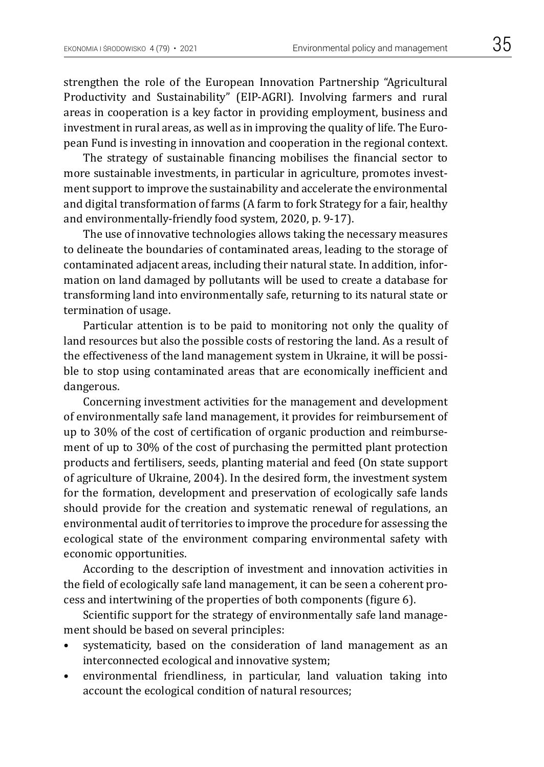strengthen the role of the European Innovation Partnership "Agricultural Productivity and Sustainability" (EIP-AGRI). Involving farmers and rural areas in cooperation is a key factor in providing employment, business and investment in rural areas, as well as in improving the quality of life. The European Fund is investing in innovation and cooperation in the regional context.

The strategy of sustainable financing mobilises the financial sector to more sustainable investments, in particular in agriculture, promotes investment support to improve the sustainability and accelerate the environmental and digital transformation of farms (A farm to fork Strategy for a fair, healthy and environmentally-friendly food system, 2020, p. 9-17).

The use of innovative technologies allows taking the necessary measures to delineate the boundaries of contaminated areas, leading to the storage of contaminated adjacent areas, including their natural state. In addition, information on land damaged by pollutants will be used to create a database for transforming land into environmentally safe, returning to its natural state or termination of usage.

Particular attention is to be paid to monitoring not only the quality of land resources but also the possible costs of restoring the land. As a result of the effectiveness of the land management system in Ukraine, it will be possible to stop using contaminated areas that are economically inefficient and dangerous.

Concerning investment activities for the management and development of environmentally safe land management, it provides for reimbursement of up to 30% of the cost of certification of organic production and reimbursement of up to 30% of the cost of purchasing the permitted plant protection products and fertilisers, seeds, planting material and feed (On state support of agriculture of Ukraine, 2004). In the desired form, the investment system for the formation, development and preservation of ecologically safe lands should provide for the creation and systematic renewal of regulations, an environmental audit of territories to improve the procedure for assessing the ecological state of the environment comparing environmental safety with economic opportunities.

According to the description of investment and innovation activities in the field of ecologically safe land management, it can be seen a coherent process and intertwining of the properties of both components (figure 6).

Scientific support for the strategy of environmentally safe land management should be based on several principles:

- systematicity, based on the consideration of land management as an interconnected ecological and innovative system;
- environmental friendliness, in particular, land valuation taking into account the ecological condition of natural resources;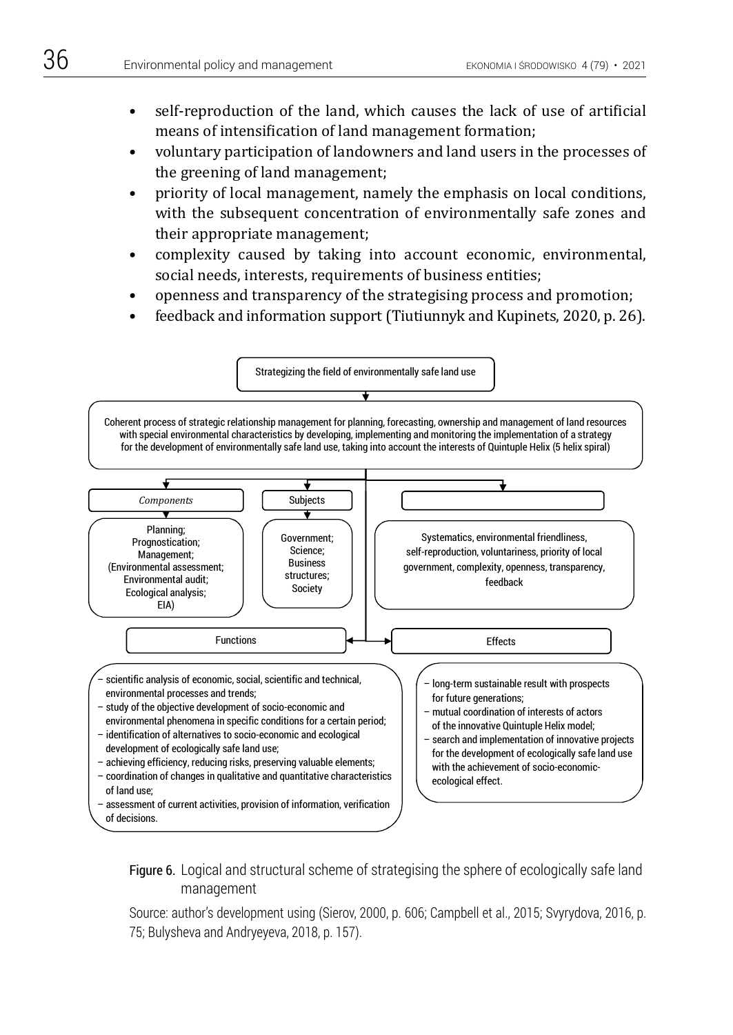- self-reproduction of the land, which causes the lack of use of artificial means of intensification of land management formation;
- voluntary participation of landowners and land users in the processes of the greening of land management;
- priority of local management, namely the emphasis on local conditions, with the subsequent concentration of environmentally safe zones and their appropriate management;
- complexity caused by taking into account economic, environmental, social needs, interests, requirements of business entities;
- openness and transparency of the strategising process and promotion;
- feedback and information support (Tiutiunnyk and Kupinets, 2020, p. 26).

Strategizing the field of environmentally safe land use

Coherent process of strategic relationship management for planning, forecasting, ownership and management of land resources with special environmental characteristics by developing, implementing and monitoring the implementation of a strategy for the development of environmentally safe land use, taking into account the interests of Quintuple Helix (5 helix spiral)

*Components*

Planning; Prognostication; Management; (Environmental assessment; Environmental audit; Ecological analysis; EIA)

Subjects

Government; Science; Business structures; Society

Systematics, environmental friendliness, self-reproduction, voluntariness, priority of local government, complexity, openness, transparency, feedback

Functions

- scientific analysis of economic, social, scientific and technical, environmental processes and trends;
- study of the objective development of socio-economic and environmental phenomena in specific conditions for a certain period;
- identification of alternatives to socio-economic and ecological development of ecologically safe land use;
- achieving efficiency, reducing risks, preserving valuable elements;
- coordination of changes in qualitative and quantitative characteristics of land use;
- assessment of current activities, provision of information, verification of decisions.

Effects

- long-term sustainable result with prospects for future generations;
- mutual coordination of interests of actors of the innovative Quintuple Helix model;
- search and implementation of innovative projects for the development of ecologically safe land use with the achievement of socio-economic-ecological effect.

Figure 6. Logical and structural scheme of strategising the sphere of ecologically safe land management

Source: author's development using (Sierov, 2000, p. 606; Campbell et al., 2015; Svyrydova, 2016, p. 75; Bulysheva and Andryeyeva, 2018, p. 157).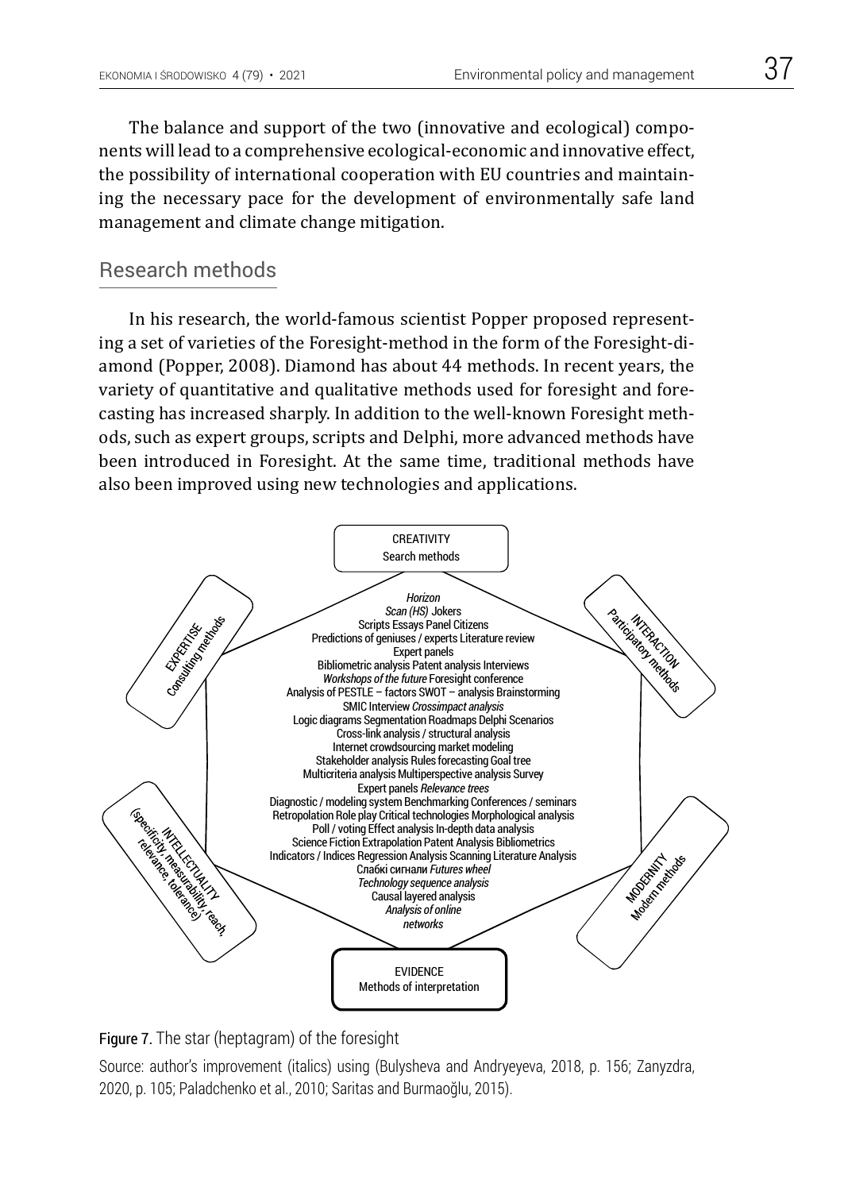The balance and support of the two (innovative and ecological) components will lead to a comprehensive ecological-economic and innovative effect, the possibility of international cooperation with EU countries and maintaining the necessary pace for the development of environmentally safe land management and climate change mitigation.

## Research methods

In his research, the world-famous scientist Popper proposed representing a set of varieties of the Foresight-method in the form of the Foresight-diamond (Popper, 2008). Diamond has about 44 methods. In recent years, the variety of quantitative and qualitative methods used for foresight and forecasting has increased sharply. In addition to the well-known Foresight methods, such as expert groups, scripts and Delphi, more advanced methods have been introduced in Foresight. At the same time, traditional methods have also been improved using new technologies and applications.

CREATIVITY
Search methods

EXPERTISE
Consulting methods

INTERACTION
Participatory methods

INTELLECTUALITY
(specificity, measurability, reach, relevance, tolerance)

MODERNITY
Modern methods

EVIDENCE
Methods of interpretation

*Horizon*
*Scan (HS)* Jokers
Scripts Essays Panel Citizens
Predictions of geniuses / experts Literature review
Expert panels
Bibliometric analysis Patent analysis Interviews
*Workshops of the future* Foresight conference
Analysis of PESTLE – factors SWOT – analysis Brainstorming
SMIC Interview *Crossimpact analysis*
Logic diagrams Segmentation Roadmaps Delphi Scenarios
Cross-link analysis / structural analysis
Internet crowdsourcing market modeling
Stakeholder analysis Rules forecasting Goal tree
Multicriteria analysis Multiperspective analysis Survey
Expert panels *Relevance trees*
Diagnostic / modeling system Benchmarking Conferences / seminars
Retropolation Role play Critical technologies Morphological analysis
Poll / voting Effect analysis In-depth data analysis
Science Fiction Extrapolation Patent Analysis Bibliometrics
Indicators / Indices Regression Analysis Scanning Literature Analysis
Слабкі сигнали *Futures wheel*
*Technology sequence analysis*
Causal layered analysis
*Analysis of online networks*

Figure 7. The star (heptagram) of the foresight

Source: author's improvement (italics) using (Bulysheva and Andryeyeva, 2018, p. 156; Zanyzdra, 2020, p. 105; Paladchenko et al., 2010; Saritas and Burmaoğlu, 2015).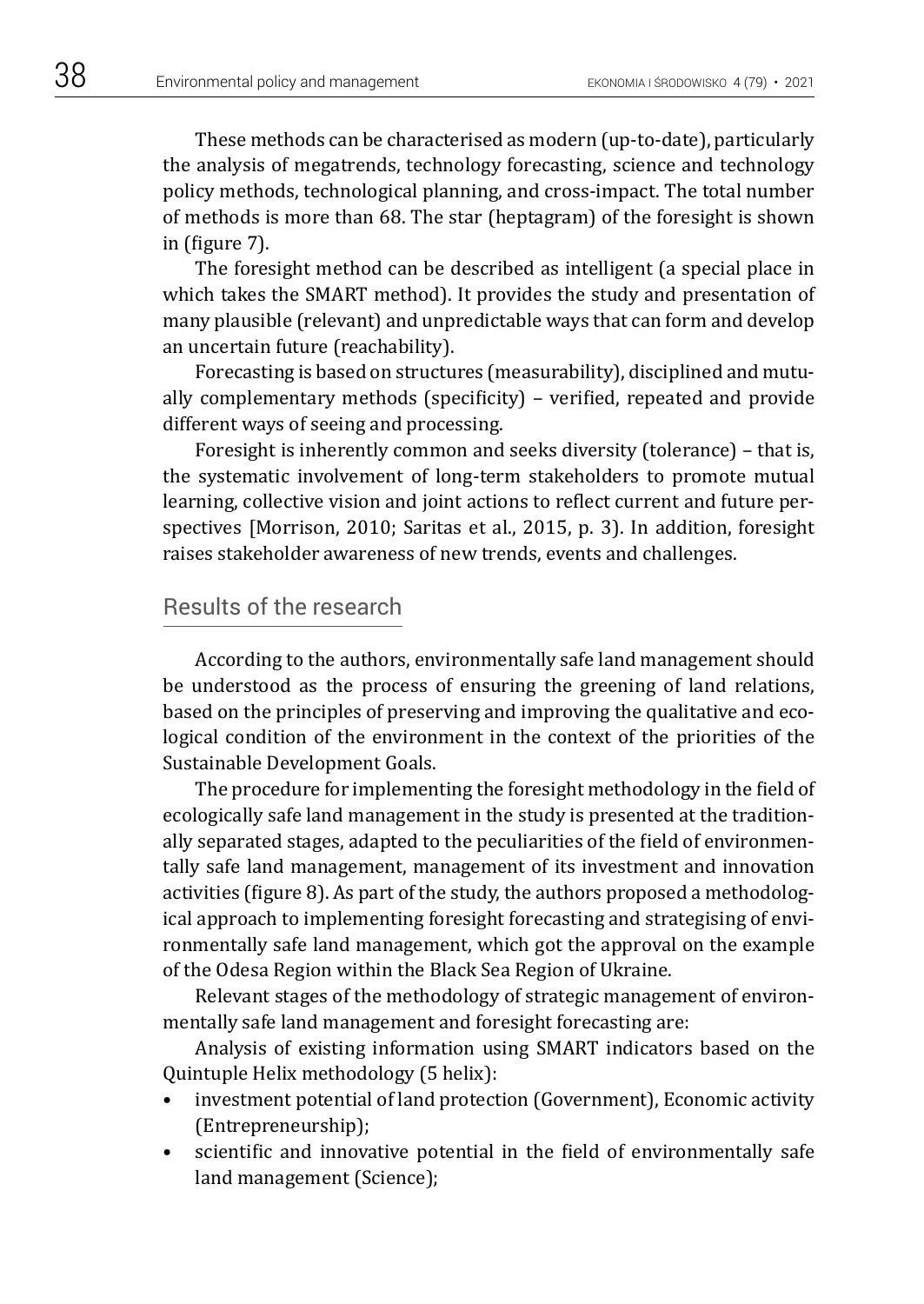These methods can be characterised as modern (up-to-date), particularly the analysis of megatrends, technology forecasting, science and technology policy methods, technological planning, and cross-impact. The total number of methods is more than 68. The star (heptagram) of the foresight is shown in (figure 7).

The foresight method can be described as intelligent (a special place in which takes the SMART method). It provides the study and presentation of many plausible (relevant) and unpredictable ways that can form and develop an uncertain future (reachability).

Forecasting is based on structures (measurability), disciplined and mutually complementary methods (specificity) – verified, repeated and provide different ways of seeing and processing.

Foresight is inherently common and seeks diversity (tolerance) – that is, the systematic involvement of long-term stakeholders to promote mutual learning, collective vision and joint actions to reflect current and future perspectives [Morrison, 2010; Saritas et al., 2015, p. 3). In addition, foresight raises stakeholder awareness of new trends, events and challenges.

## Results of the research

According to the authors, environmentally safe land management should be understood as the process of ensuring the greening of land relations, based on the principles of preserving and improving the qualitative and ecological condition of the environment in the context of the priorities of the Sustainable Development Goals.

The procedure for implementing the foresight methodology in the field of ecologically safe land management in the study is presented at the traditionally separated stages, adapted to the peculiarities of the field of environmentally safe land management, management of its investment and innovation activities (figure 8). As part of the study, the authors proposed a methodological approach to implementing foresight forecasting and strategising of environmentally safe land management, which got the approval on the example of the Odesa Region within the Black Sea Region of Ukraine.

Relevant stages of the methodology of strategic management of environmentally safe land management and foresight forecasting are:

Analysis of existing information using SMART indicators based on the Quintuple Helix methodology (5 helix):

- investment potential of land protection (Government), Economic activity (Entrepreneurship);
- scientific and innovative potential in the field of environmentally safe land management (Science);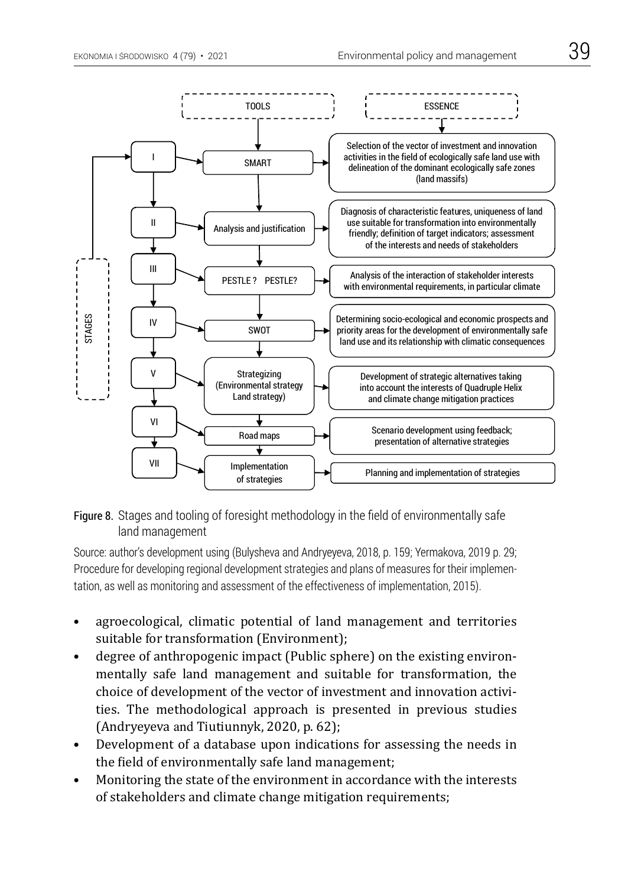| STAGES | TOOLS | ESSENCE |
|---|---|---|
| I | SMART | Selection of the vector of investment and innovation activities in the field of ecologically safe land use with delineation of the dominant ecologically safe zones (land massifs) |
| II | Analysis and justification | Diagnosis of characteristic features, uniqueness of land use suitable for transformation into environmentally friendly; definition of target indicators; assessment of the interests and needs of stakeholders |
| III | PESTLE ? PESTLE? | Analysis of the interaction of stakeholder interests with environmental requirements, in particular climate |
| IV | SWOT | Determining socio-ecological and economic prospects and priority areas for the development of environmentally safe land use and its relationship with climatic consequences |
| V | Strategizing (Environmental strategy Land strategy) | Development of strategic alternatives taking into account the interests of Quadruple Helix and climate change mitigation practices |
| VI | Road maps | Scenario development using feedback; presentation of alternative strategies |
| VII | Implementation of strategies | Planning and implementation of strategies |

Figure 8. Stages and tooling of foresight methodology in the field of environmentally safe land management

Source: author's development using (Bulysheva and Andryeyeva, 2018, p. 159; Yermakova, 2019 p. 29; Procedure for developing regional development strategies and plans of measures for their implementation, as well as monitoring and assessment of the effectiveness of implementation, 2015).

- agroecological, climatic potential of land management and territories suitable for transformation (Environment);
- degree of anthropogenic impact (Public sphere) on the existing environmentally safe land management and suitable for transformation, the choice of development of the vector of investment and innovation activities. The methodological approach is presented in previous studies (Andryeyeva and Tiutiunnyk, 2020, p. 62);
- Development of a database upon indications for assessing the needs in the field of environmentally safe land management;
- Monitoring the state of the environment in accordance with the interests of stakeholders and climate change mitigation requirements;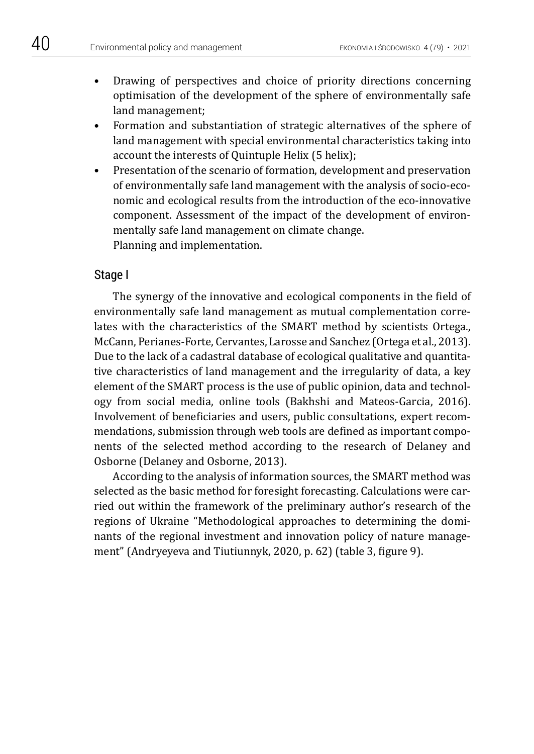- Drawing of perspectives and choice of priority directions concerning optimisation of the development of the sphere of environmentally safe land management;
- Formation and substantiation of strategic alternatives of the sphere of land management with special environmental characteristics taking into account the interests of Quintuple Helix (5 helix);
- Presentation of the scenario of formation, development and preservation of environmentally safe land management with the analysis of socio-economic and ecological results from the introduction of the eco-innovative component. Assessment of the impact of the development of environmentally safe land management on climate change.
  Planning and implementation.

## Stage I

The synergy of the innovative and ecological components in the field of environmentally safe land management as mutual complementation correlates with the characteristics of the SMART method by scientists Ortega., McCann, Perianes-Forte, Cervantes, Larosse and Sanchez (Ortega et al., 2013). Due to the lack of a cadastral database of ecological qualitative and quantitative characteristics of land management and the irregularity of data, a key element of the SMART process is the use of public opinion, data and technology from social media, online tools (Bakhshi and Mateos-Garcia, 2016). Involvement of beneficiaries and users, public consultations, expert recommendations, submission through web tools are defined as important components of the selected method according to the research of Delaney and Osborne (Delaney and Osborne, 2013).

According to the analysis of information sources, the SMART method was selected as the basic method for foresight forecasting. Calculations were carried out within the framework of the preliminary author's research of the regions of Ukraine "Methodological approaches to determining the dominants of the regional investment and innovation policy of nature management" (Andryeyeva and Tiutiunnyk, 2020, p. 62) (table 3, figure 9).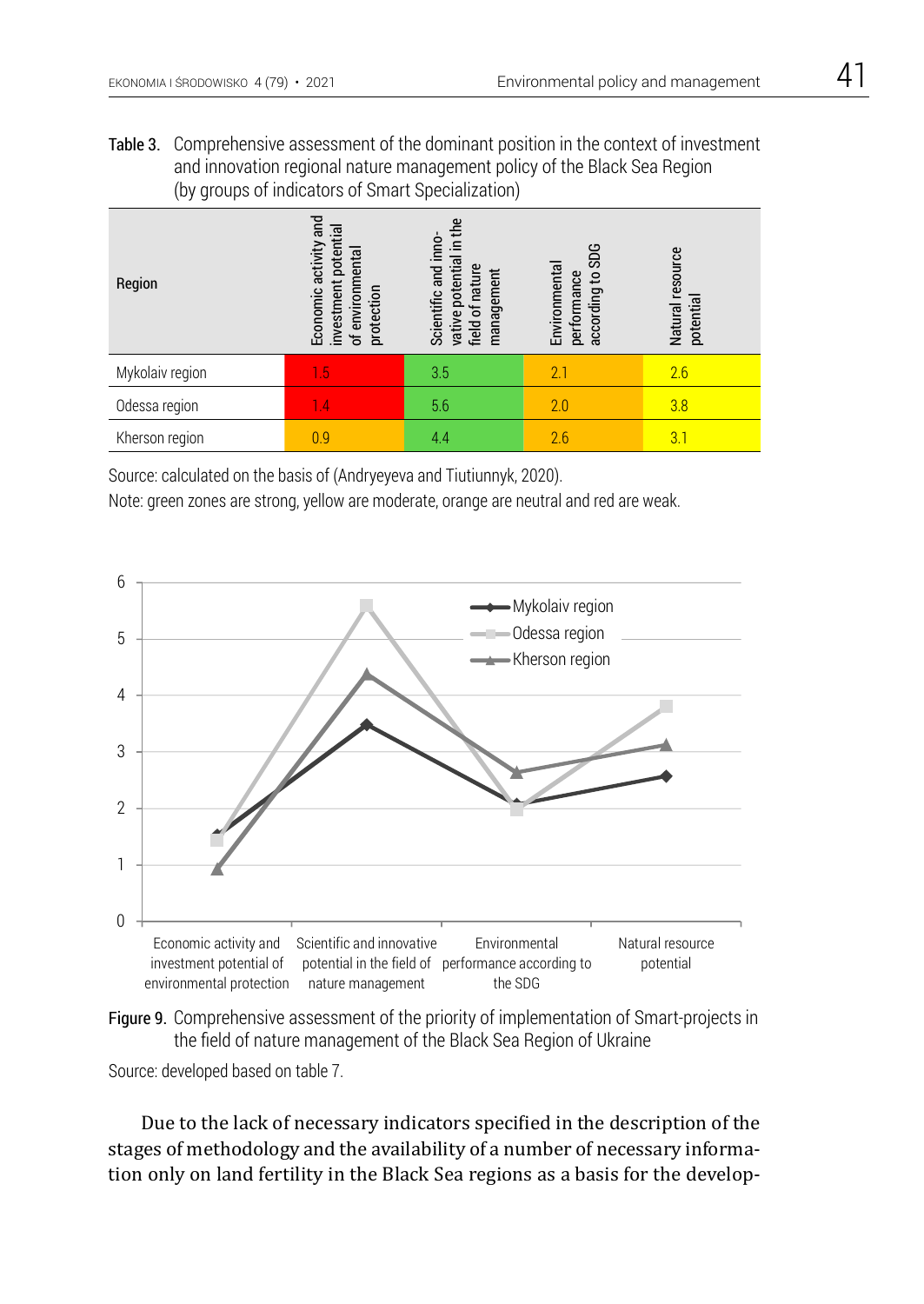Table 3. Comprehensive assessment of the dominant position in the context of investment and innovation regional nature management policy of the Black Sea Region (by groups of indicators of Smart Specialization)

| Region | Economic activity and investment potential of environmental protection | Scientific and innovative potential in the field of nature management | Environmental performance according to SDG | Natural resource potential |
|---|---|---|---|---|
| Mykolaiv region | 1.5 | 3.5 | 2.1 | 2.6 |
| Odessa region | 1.4 | 5.6 | 2.0 | 3.8 |
| Kherson region | 0.9 | 4.4 | 2.6 | 3.1 |

Source: calculated on the basis of (Andryeyeva and Tiutiunnyk, 2020).

Note: green zones are strong, yellow are moderate, orange are neutral and red are weak.

Figure 9. Comprehensive assessment of the priority of implementation of Smart-projects in the field of nature management of the Black Sea Region of Ukraine

Source: developed based on table 7.

Due to the lack of necessary indicators specified in the description of the stages of methodology and the availability of a number of necessary information only on land fertility in the Black Sea regions as a basis for the develop-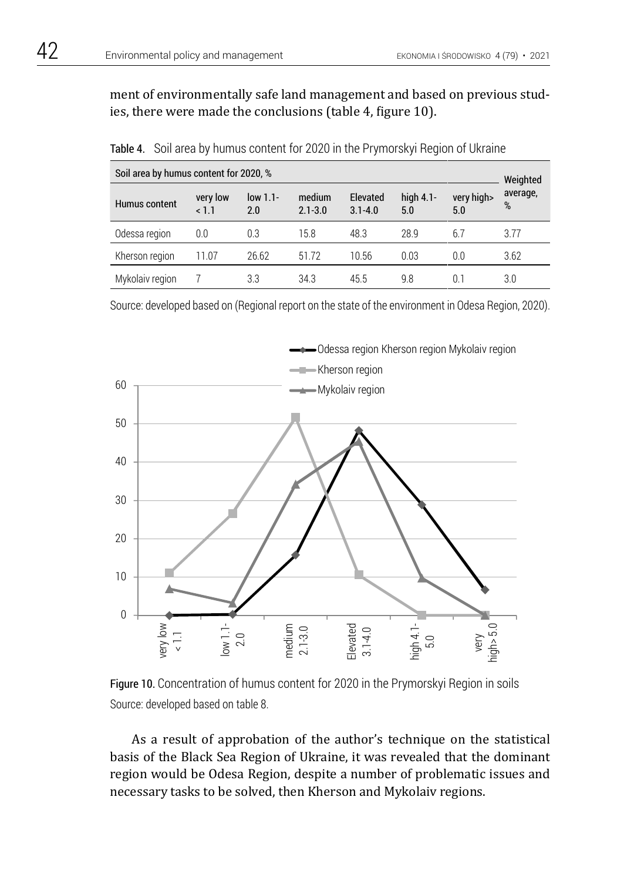ment of environmentally safe land management and based on previous studies, there were made the conclusions (table 4, figure 10).

**Table 4.** Soil area by humus content for 2020 in the Prymorskyi Region of Ukraine

| Soil area by humus content for 2020, % | | | | | | | Weighted average, % |
|---|---|---|---|---|---|---|---|
| Humus content | very low < 1.1 | low 1.1-2.0 | medium 2.1-3.0 | Elevated 3.1-4.0 | high 4.1-5.0 | very high> 5.0 | |
| Odessa region | 0.0 | 0.3 | 15.8 | 48.3 | 28.9 | 6.7 | 3.77 |
| Kherson region | 11.07 | 26.62 | 51.72 | 10.56 | 0.03 | 0.0 | 3.62 |
| Mykolaiv region | 7 | 3.3 | 34.3 | 45.5 | 9.8 | 0.1 | 3.0 |

Source: developed based on (Regional report on the state of the environment in Odesa Region, 2020).

Figure 10. Concentration of humus content for 2020 in the Prymorskyi Region in soils
Source: developed based on table 8.

As a result of approbation of the author's technique on the statistical basis of the Black Sea Region of Ukraine, it was revealed that the dominant region would be Odesa Region, despite a number of problematic issues and necessary tasks to be solved, then Kherson and Mykolaiv regions.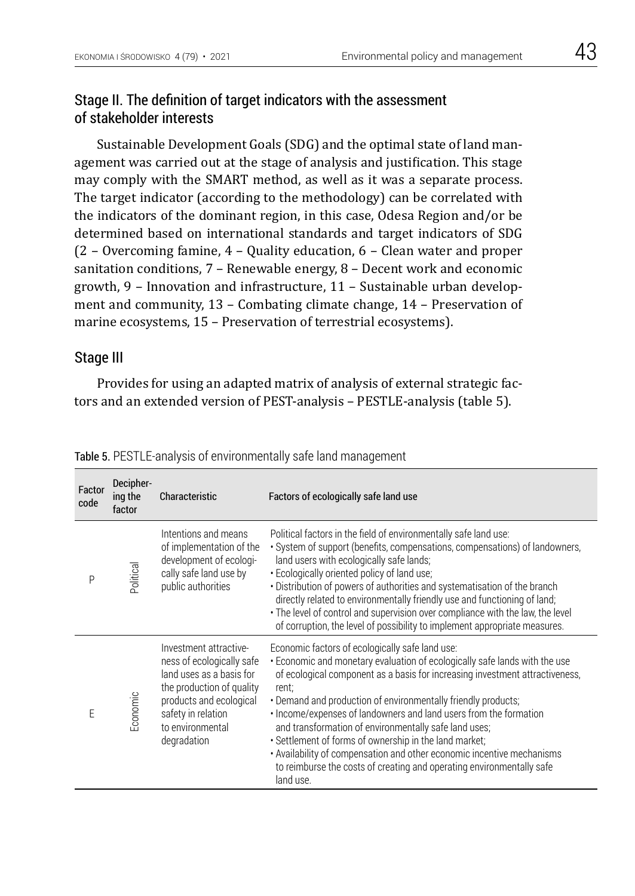## Stage II. The definition of target indicators with the assessment of stakeholder interests

Sustainable Development Goals (SDG) and the optimal state of land management was carried out at the stage of analysis and justification. This stage may comply with the SMART method, as well as it was a separate process. The target indicator (according to the methodology) can be correlated with the indicators of the dominant region, in this case, Odesa Region and/or be determined based on international standards and target indicators of SDG (2 – Overcoming famine, 4 – Quality education, 6 – Clean water and proper sanitation conditions, 7 – Renewable energy, 8 – Decent work and economic growth, 9 – Innovation and infrastructure, 11 – Sustainable urban development and community, 13 – Combating climate change, 14 – Preservation of marine ecosystems, 15 – Preservation of terrestrial ecosystems).

## Stage III

Provides for using an adapted matrix of analysis of external strategic factors and an extended version of PEST-analysis – PESTLE-analysis (table 5).

Table 5. PESTLE-analysis of environmentally safe land management

| Factor code | Deciphering the factor | Characteristic | Factors of ecologically safe land use |
|---|---|---|---|
| P | Political | Intentions and means of implementation of the development of ecologically safe land use by public authorities | Political factors in the field of environmentally safe land use:<br>• System of support (benefits, compensations, compensations) of landowners, land users with ecologically safe lands;<br>• Ecologically oriented policy of land use;<br>• Distribution of powers of authorities and systematisation of the branch directly related to environmentally friendly use and functioning of land;<br>• The level of control and supervision over compliance with the law, the level of corruption, the level of possibility to implement appropriate measures. |
| E | Economic | Investment attractiveness of ecologically safe land uses as a basis for the production of quality products and ecological safety in relation to environmental degradation | Economic factors of ecologically safe land use:<br>• Economic and monetary evaluation of ecologically safe lands with the use of ecological component as a basis for increasing investment attractiveness, rent;<br>• Demand and production of environmentally friendly products;<br>• Income/expenses of landowners and land users from the formation and transformation of environmentally safe land uses;<br>• Settlement of forms of ownership in the land market;<br>• Availability of compensation and other economic incentive mechanisms to reimburse the costs of creating and operating environmentally safe land use. |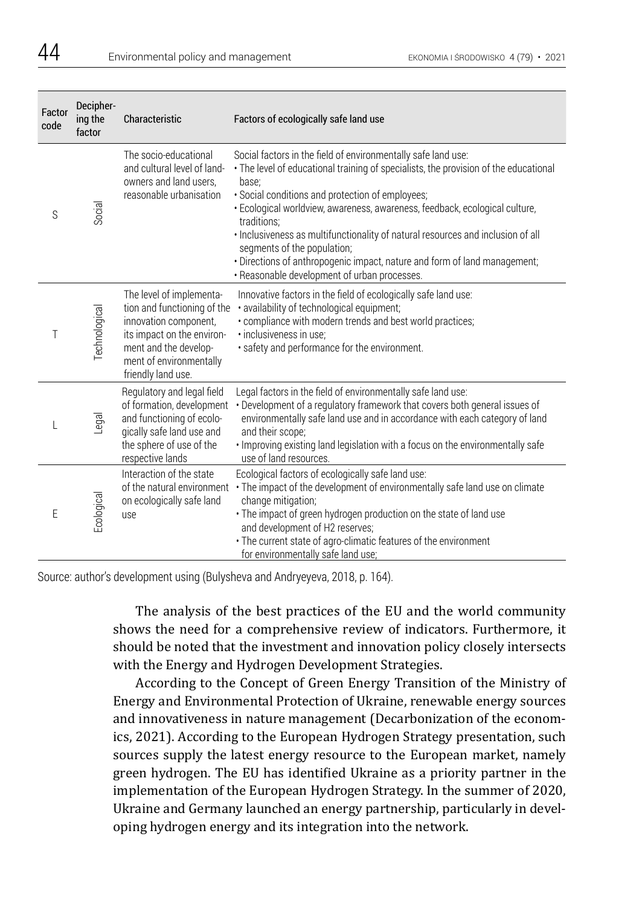| Factor code | Deciphering the factor | Characteristic | Factors of ecologically safe land use |
|---|---|---|---|
| S | Social | The socio-educational and cultural level of landowners and land users, reasonable urbanisation | Social factors in the field of environmentally safe land use:<br>• The level of educational training of specialists, the provision of the educational base;<br>• Social conditions and protection of employees;<br>• Ecological worldview, awareness, awareness, feedback, ecological culture, traditions;<br>• Inclusiveness as multifunctionality of natural resources and inclusion of all segments of the population;<br>• Directions of anthropogenic impact, nature and form of land management;<br>• Reasonable development of urban processes. |
| T | Technological | The level of implementation and functioning of the innovation component, its impact on the environment and the development of environmentally friendly land use. | Innovative factors in the field of ecologically safe land use:<br>• availability of technological equipment;<br>• compliance with modern trends and best world practices;<br>• inclusiveness in use;<br>• safety and performance for the environment. |
| L | Legal | Regulatory and legal field of formation, development and functioning of ecologically safe land use and the sphere of use of the respective lands | Legal factors in the field of environmentally safe land use:<br>• Development of a regulatory framework that covers both general issues of environmentally safe land use and in accordance with each category of land and their scope;<br>• Improving existing land legislation with a focus on the environmentally safe use of land resources. |
| E | Ecological | Interaction of the state of the natural environment on ecologically safe land use | Ecological factors of ecologically safe land use:<br>• The impact of the development of environmentally safe land use on climate change mitigation;<br>• The impact of green hydrogen production on the state of land use and development of H2 reserves;<br>• The current state of agro-climatic features of the environment for environmentally safe land use; |

Source: author's development using (Bulysheva and Andryeyeva, 2018, p. 164).

The analysis of the best practices of the EU and the world community shows the need for a comprehensive review of indicators. Furthermore, it should be noted that the investment and innovation policy closely intersects with the Energy and Hydrogen Development Strategies.

According to the Concept of Green Energy Transition of the Ministry of Energy and Environmental Protection of Ukraine, renewable energy sources and innovativeness in nature management (Decarbonization of the economics, 2021). According to the European Hydrogen Strategy presentation, such sources supply the latest energy resource to the European market, namely green hydrogen. The EU has identified Ukraine as a priority partner in the implementation of the European Hydrogen Strategy. In the summer of 2020, Ukraine and Germany launched an energy partnership, particularly in developing hydrogen energy and its integration into the network.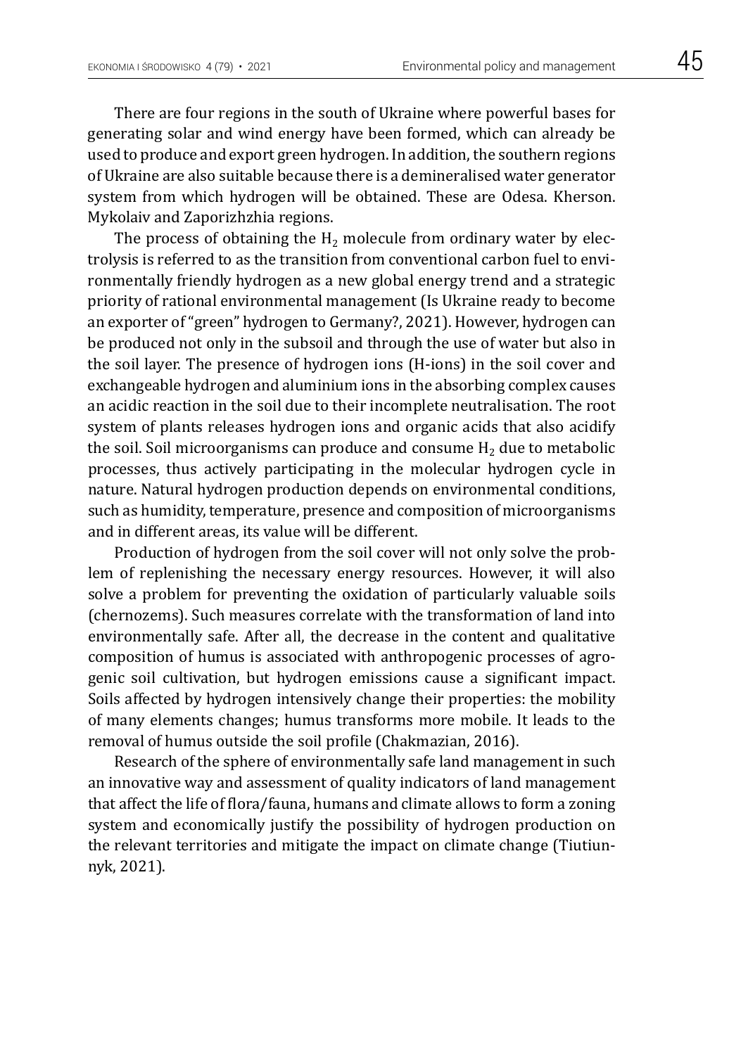There are four regions in the south of Ukraine where powerful bases for generating solar and wind energy have been formed, which can already be used to produce and export green hydrogen. In addition, the southern regions of Ukraine are also suitable because there is a demineralised water generator system from which hydrogen will be obtained. These are Odesa. Kherson. Mykolaiv and Zaporizhzhia regions.

The process of obtaining the $H_2$ molecule from ordinary water by electrolysis is referred to as the transition from conventional carbon fuel to environmentally friendly hydrogen as a new global energy trend and a strategic priority of rational environmental management (Is Ukraine ready to become an exporter of "green" hydrogen to Germany?, 2021). However, hydrogen can be produced not only in the subsoil and through the use of water but also in the soil layer. The presence of hydrogen ions (H-ions) in the soil cover and exchangeable hydrogen and aluminium ions in the absorbing complex causes an acidic reaction in the soil due to their incomplete neutralisation. The root system of plants releases hydrogen ions and organic acids that also acidify the soil. Soil microorganisms can produce and consume $H_2$ due to metabolic processes, thus actively participating in the molecular hydrogen cycle in nature. Natural hydrogen production depends on environmental conditions, such as humidity, temperature, presence and composition of microorganisms and in different areas, its value will be different.

Production of hydrogen from the soil cover will not only solve the problem of replenishing the necessary energy resources. However, it will also solve a problem for preventing the oxidation of particularly valuable soils (chernozems). Such measures correlate with the transformation of land into environmentally safe. After all, the decrease in the content and qualitative composition of humus is associated with anthropogenic processes of agrogenic soil cultivation, but hydrogen emissions cause a significant impact. Soils affected by hydrogen intensively change their properties: the mobility of many elements changes; humus transforms more mobile. It leads to the removal of humus outside the soil profile (Chakmazian, 2016).

Research of the sphere of environmentally safe land management in such an innovative way and assessment of quality indicators of land management that affect the life of flora/fauna, humans and climate allows to form a zoning system and economically justify the possibility of hydrogen production on the relevant territories and mitigate the impact on climate change (Tiutiunnyk, 2021).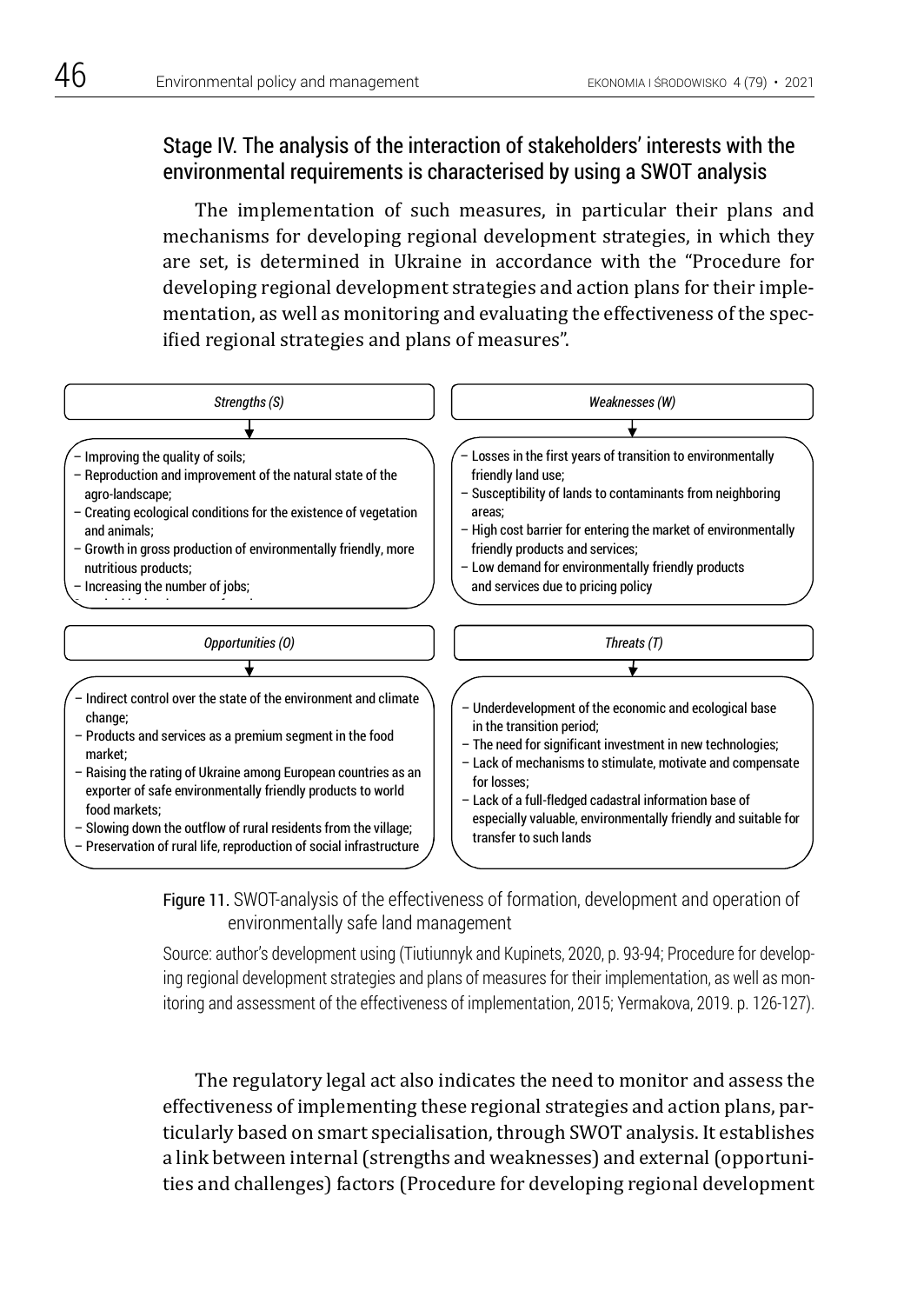### Stage IV. The analysis of the interaction of stakeholders' interests with the environmental requirements is characterised by using a SWOT analysis

The implementation of such measures, in particular their plans and mechanisms for developing regional development strategies, in which they are set, is determined in Ukraine in accordance with the "Procedure for developing regional development strategies and action plans for their implementation, as well as monitoring and evaluating the effectiveness of the specified regional strategies and plans of measures".

*Strengths (S)*

- Improving the quality of soils;
- Reproduction and improvement of the natural state of the agro-landscape;
- Creating ecological conditions for the existence of vegetation and animals;
- Growth in gross production of environmentally friendly, more nutritious products;
- Increasing the number of jobs;

*Weaknesses (W)*

- Losses in the first years of transition to environmentally friendly land use;
- Susceptibility of lands to contaminants from neighboring areas;
- High cost barrier for entering the market of environmentally friendly products and services;
- Low demand for environmentally friendly products and services due to pricing policy

*Opportunities (O)*

- Indirect control over the state of the environment and climate change;
- Products and services as a premium segment in the food market;
- Raising the rating of Ukraine among European countries as an exporter of safe environmentally friendly products to world food markets;
- Slowing down the outflow of rural residents from the village;
- Preservation of rural life, reproduction of social infrastructure

*Threats (T)*

- Underdevelopment of the economic and ecological base in the transition period;
- The need for significant investment in new technologies;
- Lack of mechanisms to stimulate, motivate and compensate for losses;
- Lack of a full-fledged cadastral information base of especially valuable, environmentally friendly and suitable for transfer to such lands

Figure 11. SWOT-analysis of the effectiveness of formation, development and operation of environmentally safe land management

Source: author's development using (Tiutiunnyk and Kupinets, 2020, p. 93-94; Procedure for developing regional development strategies and plans of measures for their implementation, as well as monitoring and assessment of the effectiveness of implementation, 2015; Yermakova, 2019. p. 126-127).

The regulatory legal act also indicates the need to monitor and assess the effectiveness of implementing these regional strategies and action plans, particularly based on smart specialisation, through SWOT analysis. It establishes a link between internal (strengths and weaknesses) and external (opportunities and challenges) factors (Procedure for developing regional development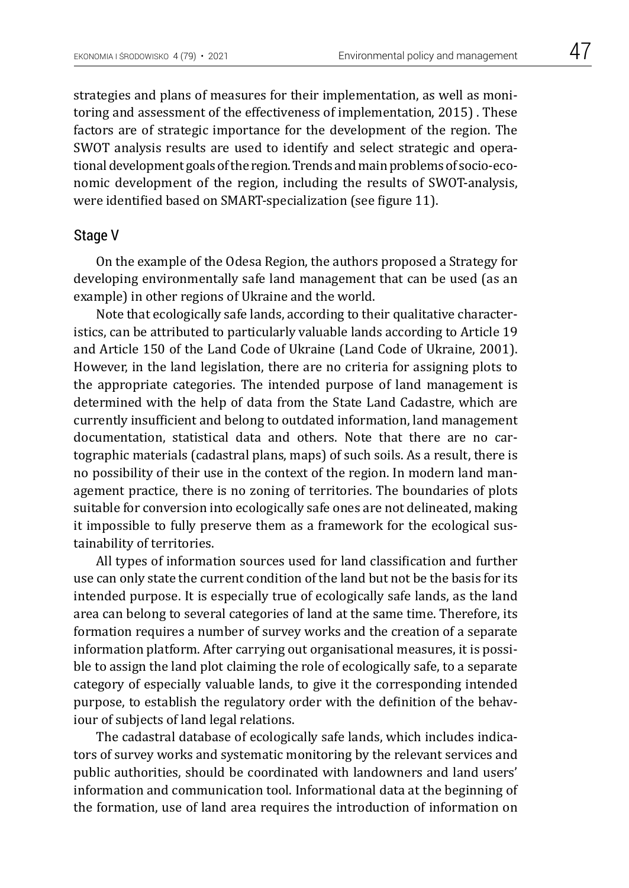strategies and plans of measures for their implementation, as well as monitoring and assessment of the effectiveness of implementation, 2015) . These factors are of strategic importance for the development of the region. The SWOT analysis results are used to identify and select strategic and operational development goals of the region. Trends and main problems of socio-economic development of the region, including the results of SWOT-analysis, were identified based on SMART-specialization (see figure 11).

## Stage V

On the example of the Odesa Region, the authors proposed a Strategy for developing environmentally safe land management that can be used (as an example) in other regions of Ukraine and the world.

Note that ecologically safe lands, according to their qualitative characteristics, can be attributed to particularly valuable lands according to Article 19 and Article 150 of the Land Code of Ukraine (Land Code of Ukraine, 2001). However, in the land legislation, there are no criteria for assigning plots to the appropriate categories. The intended purpose of land management is determined with the help of data from the State Land Cadastre, which are currently insufficient and belong to outdated information, land management documentation, statistical data and others. Note that there are no cartographic materials (cadastral plans, maps) of such soils. As a result, there is no possibility of their use in the context of the region. In modern land management practice, there is no zoning of territories. The boundaries of plots suitable for conversion into ecologically safe ones are not delineated, making it impossible to fully preserve them as a framework for the ecological sustainability of territories.

All types of information sources used for land classification and further use can only state the current condition of the land but not be the basis for its intended purpose. It is especially true of ecologically safe lands, as the land area can belong to several categories of land at the same time. Therefore, its formation requires a number of survey works and the creation of a separate information platform. After carrying out organisational measures, it is possible to assign the land plot claiming the role of ecologically safe, to a separate category of especially valuable lands, to give it the corresponding intended purpose, to establish the regulatory order with the definition of the behaviour of subjects of land legal relations.

The cadastral database of ecologically safe lands, which includes indicators of survey works and systematic monitoring by the relevant services and public authorities, should be coordinated with landowners and land users' information and communication tool. Informational data at the beginning of the formation, use of land area requires the introduction of information on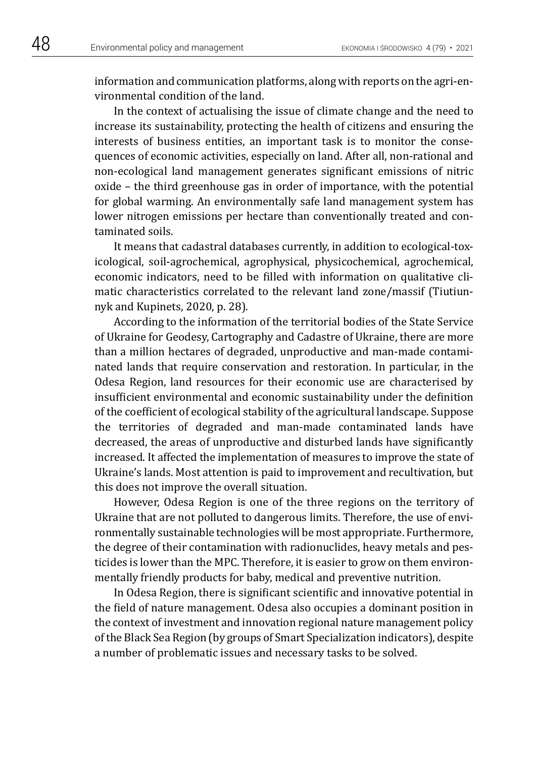information and communication platforms, along with reports on the agri-environmental condition of the land.

In the context of actualising the issue of climate change and the need to increase its sustainability, protecting the health of citizens and ensuring the interests of business entities, an important task is to monitor the consequences of economic activities, especially on land. After all, non-rational and non-ecological land management generates significant emissions of nitric oxide – the third greenhouse gas in order of importance, with the potential for global warming. An environmentally safe land management system has lower nitrogen emissions per hectare than conventionally treated and contaminated soils.

It means that cadastral databases currently, in addition to ecological-toxicological, soil-agrochemical, agrophysical, physicochemical, agrochemical, economic indicators, need to be filled with information on qualitative climatic characteristics correlated to the relevant land zone/massif (Tiutiunnyk and Kupinets, 2020, p. 28).

According to the information of the territorial bodies of the State Service of Ukraine for Geodesy, Cartography and Cadastre of Ukraine, there are more than a million hectares of degraded, unproductive and man-made contaminated lands that require conservation and restoration. In particular, in the Odesa Region, land resources for their economic use are characterised by insufficient environmental and economic sustainability under the definition of the coefficient of ecological stability of the agricultural landscape. Suppose the territories of degraded and man-made contaminated lands have decreased, the areas of unproductive and disturbed lands have significantly increased. It affected the implementation of measures to improve the state of Ukraine's lands. Most attention is paid to improvement and recultivation, but this does not improve the overall situation.

However, Odesa Region is one of the three regions on the territory of Ukraine that are not polluted to dangerous limits. Therefore, the use of environmentally sustainable technologies will be most appropriate. Furthermore, the degree of their contamination with radionuclides, heavy metals and pesticides is lower than the MPC. Therefore, it is easier to grow on them environmentally friendly products for baby, medical and preventive nutrition.

In Odesa Region, there is significant scientific and innovative potential in the field of nature management. Odesa also occupies a dominant position in the context of investment and innovation regional nature management policy of the Black Sea Region (by groups of Smart Specialization indicators), despite a number of problematic issues and necessary tasks to be solved.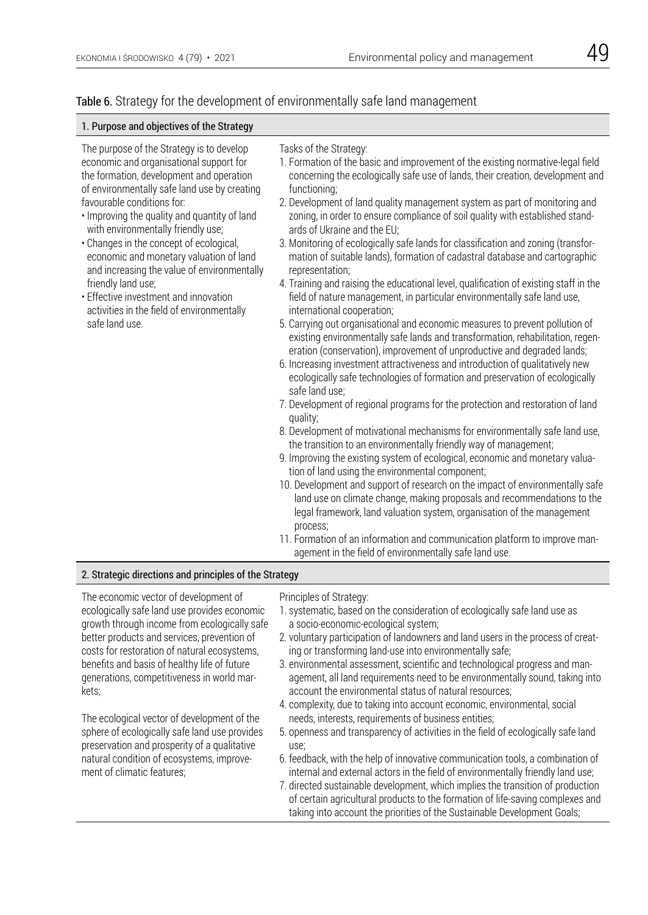**Table 6.** Strategy for the development of environmentally safe land management

| 1. Purpose and objectives of the Strategy | |
|---|---|
| The purpose of the Strategy is to develop economic and organisational support for the formation, development and operation of environmentally safe land use by creating favourable conditions for:<br>• Improving the quality and quantity of land with environmentally friendly use;<br>• Changes in the concept of ecological, economic and monetary valuation of land and increasing the value of environmentally friendly land use;<br>• Effective investment and innovation activities in the field of environmentally safe land use. | Tasks of the Strategy:<br>1. Formation of the basic and improvement of the existing normative-legal field concerning the ecologically safe use of lands, their creation, development and functioning;<br>2. Development of land quality management system as part of monitoring and zoning, in order to ensure compliance of soil quality with established standards of Ukraine and the EU;<br>3. Monitoring of ecologically safe lands for classification and zoning (transformation of suitable lands), formation of cadastral database and cartographic representation;<br>4. Training and raising the educational level, qualification of existing staff in the field of nature management, in particular environmentally safe land use, international cooperation;<br>5. Carrying out organisational and economic measures to prevent pollution of existing environmentally safe lands and transformation, rehabilitation, regeneration (conservation), improvement of unproductive and degraded lands;<br>6. Increasing investment attractiveness and introduction of qualitatively new ecologically safe technologies of formation and preservation of ecologically safe land use;<br>7. Development of regional programs for the protection and restoration of land quality;<br>8. Development of motivational mechanisms for environmentally safe land use, the transition to an environmentally friendly way of management;<br>9. Improving the existing system of ecological, economic and monetary valuation of land using the environmental component;<br>10. Development and support of research on the impact of environmentally safe land use on climate change, making proposals and recommendations to the legal framework, land valuation system, organisation of the management process;<br>11. Formation of an information and communication platform to improve management in the field of environmentally safe land use. |
| **2. Strategic directions and principles of the Strategy** | |
| The economic vector of development of ecologically safe land use provides economic growth through income from ecologically safe better products and services, prevention of costs for restoration of natural ecosystems, benefits and basis of healthy life of future generations, competitiveness in world markets;<br><br>The ecological vector of development of the sphere of ecologically safe land use provides preservation and prosperity of a qualitative natural condition of ecosystems, improvement of climatic features; | Principles of Strategy:<br>1. systematic, based on the consideration of ecologically safe land use as a socio-economic-ecological system;<br>2. voluntary participation of landowners and land users in the process of creating or transforming land-use into environmentally safe;<br>3. environmental assessment, scientific and technological progress and management, all land requirements need to be environmentally sound, taking into account the environmental status of natural resources;<br>4. complexity, due to taking into account economic, environmental, social needs, interests, requirements of business entities;<br>5. openness and transparency of activities in the field of ecologically safe land use;<br>6. feedback, with the help of innovative communication tools, a combination of internal and external actors in the field of environmentally friendly land use;<br>7. directed sustainable development, which implies the transition of production of certain agricultural products to the formation of life-saving complexes and taking into account the priorities of the Sustainable Development Goals; |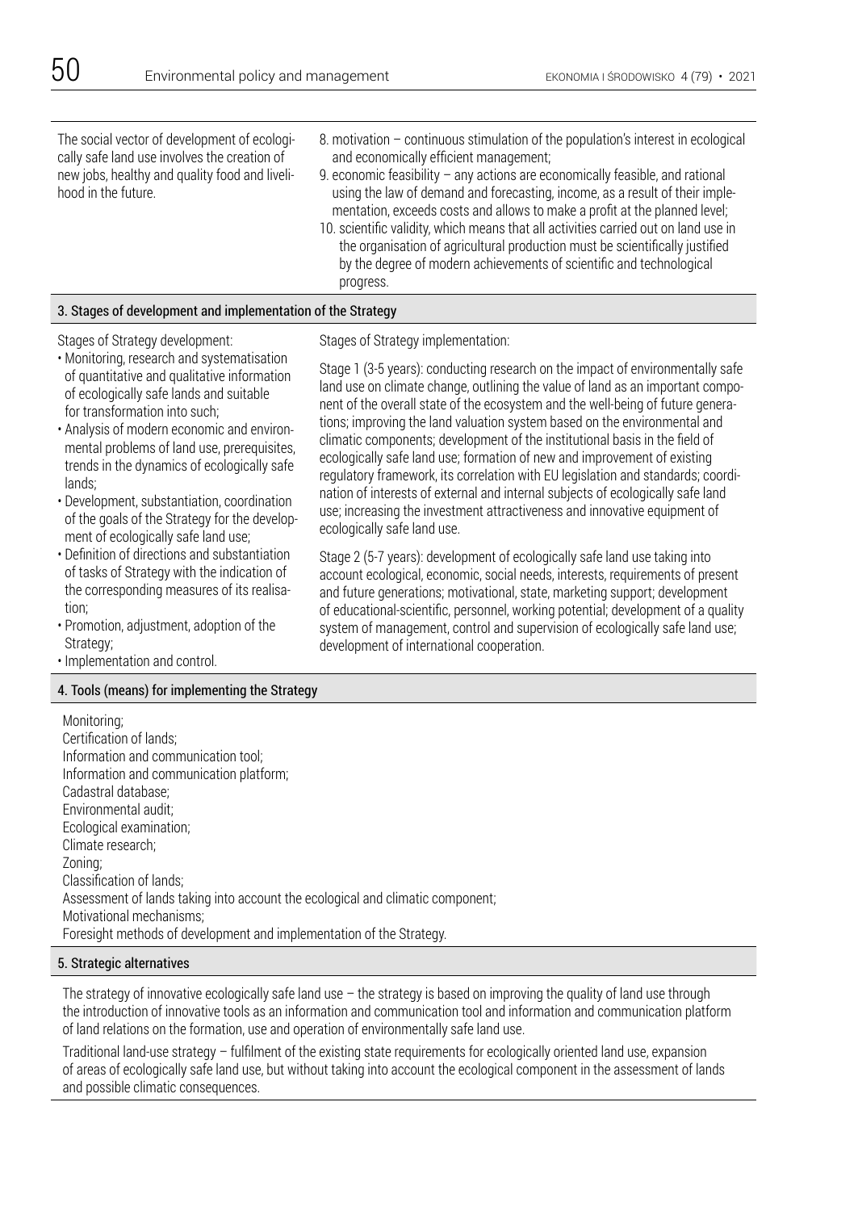| | |
|---|---|
| The social vector of development of ecologically safe land use involves the creation of new jobs, healthy and quality food and livelihood in the future. | 8. motivation – continuous stimulation of the population's interest in ecological and economically efficient management;<br>9. economic feasibility – any actions are economically feasible, and rational using the law of demand and forecasting, income, as a result of their implementation, exceeds costs and allows to make a profit at the planned level;<br>10. scientific validity, which means that all activities carried out on land use in the organisation of agricultural production must be scientifically justified by the degree of modern achievements of scientific and technological progress. |
| **3. Stages of development and implementation of the Strategy** | |
| Stages of Strategy development:<br>• Monitoring, research and systematisation of quantitative and qualitative information of ecologically safe lands and suitable for transformation into such;<br>• Analysis of modern economic and environmental problems of land use, prerequisites, trends in the dynamics of ecologically safe lands;<br>• Development, substantiation, coordination of the goals of the Strategy for the development of ecologically safe land use;<br>• Definition of directions and substantiation of tasks of Strategy with the indication of the corresponding measures of its realisation;<br>• Promotion, adjustment, adoption of the Strategy;<br>• Implementation and control. | Stages of Strategy implementation:<br>Stage 1 (3-5 years): conducting research on the impact of environmentally safe land use on climate change, outlining the value of land as an important component of the overall state of the ecosystem and the well-being of future generations; improving the land valuation system based on the environmental and climatic components; development of the institutional basis in the field of ecologically safe land use; formation of new and improvement of existing regulatory framework, its correlation with EU legislation and standards; coordination of interests of external and internal subjects of ecologically safe land use; increasing the investment attractiveness and innovative equipment of ecologically safe land use.<br>Stage 2 (5-7 years): development of ecologically safe land use taking into account ecological, economic, social needs, interests, requirements of present and future generations; motivational, state, marketing support; development of educational-scientific, personnel, working potential; development of a quality system of management, control and supervision of ecologically safe land use; development of international cooperation. |
| **4. Tools (means) for implementing the Strategy** | |
| Monitoring;<br>Certification of lands;<br>Information and communication tool;<br>Information and communication platform;<br>Cadastral database;<br>Environmental audit;<br>Ecological examination;<br>Climate research;<br>Zoning;<br>Classification of lands;<br>Assessment of lands taking into account the ecological and climatic component;<br>Motivational mechanisms;<br>Foresight methods of development and implementation of the Strategy. | |
| **5. Strategic alternatives** | |
| The strategy of innovative ecologically safe land use – the strategy is based on improving the quality of land use through the introduction of innovative tools as an information and communication tool and information and communication platform of land relations on the formation, use and operation of environmentally safe land use.<br>Traditional land-use strategy – fulfilment of the existing state requirements for ecologically oriented land use, expansion of areas of ecologically safe land use, but without taking into account the ecological component in the assessment of lands and possible climatic consequences. | |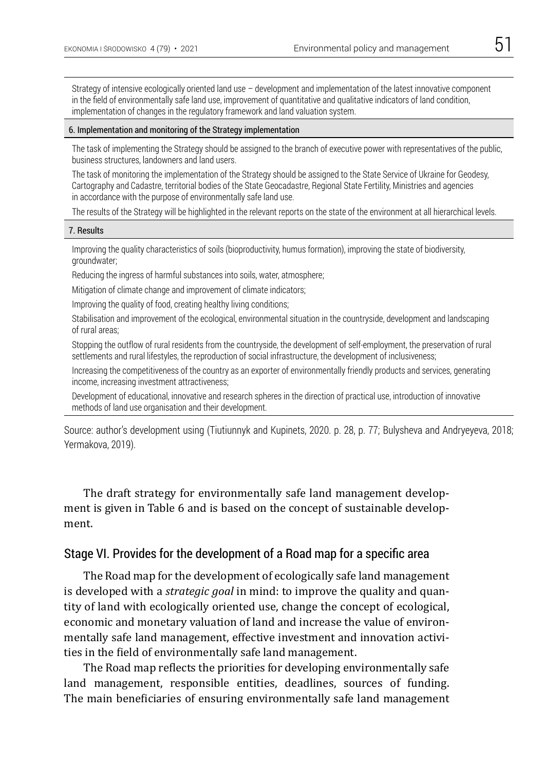| |
|---|
| Strategy of intensive ecologically oriented land use – development and implementation of the latest innovative component in the field of environmentally safe land use, improvement of quantitative and qualitative indicators of land condition, implementation of changes in the regulatory framework and land valuation system. |
| **6. Implementation and monitoring of the Strategy implementation** |
| The task of implementing the Strategy should be assigned to the branch of executive power with representatives of the public, business structures, landowners and land users. |
| The task of monitoring the implementation of the Strategy should be assigned to the State Service of Ukraine for Geodesy, Cartography and Cadastre, territorial bodies of the State Geocadastre, Regional State Fertility, Ministries and agencies in accordance with the purpose of environmentally safe land use. |
| The results of the Strategy will be highlighted in the relevant reports on the state of the environment at all hierarchical levels. |
| **7. Results** |
| Improving the quality characteristics of soils (bioproductivity, humus formation), improving the state of biodiversity, groundwater; |
| Reducing the ingress of harmful substances into soils, water, atmosphere; |
| Mitigation of climate change and improvement of climate indicators; |
| Improving the quality of food, creating healthy living conditions; |
| Stabilisation and improvement of the ecological, environmental situation in the countryside, development and landscaping of rural areas; |
| Stopping the outflow of rural residents from the countryside, the development of self-employment, the preservation of rural settlements and rural lifestyles, the reproduction of social infrastructure, the development of inclusiveness; |
| Increasing the competitiveness of the country as an exporter of environmentally friendly products and services, generating income, increasing investment attractiveness; |
| Development of educational, innovative and research spheres in the direction of practical use, introduction of innovative methods of land use organisation and their development. |

Source: author's development using (Tiutiunnyk and Kupinets, 2020. p. 28, p. 77; Bulysheva and Andryeyeva, 2018; Yermakova, 2019).

The draft strategy for environmentally safe land management development is given in Table 6 and is based on the concept of sustainable development.

## Stage VI. Provides for the development of a Road map for a specific area

The Road map for the development of ecologically safe land management is developed with a *strategic goal* in mind: to improve the quality and quantity of land with ecologically oriented use, change the concept of ecological, economic and monetary valuation of land and increase the value of environmentally safe land management, effective investment and innovation activities in the field of environmentally safe land management.

The Road map reflects the priorities for developing environmentally safe land management, responsible entities, deadlines, sources of funding. The main beneficiaries of ensuring environmentally safe land management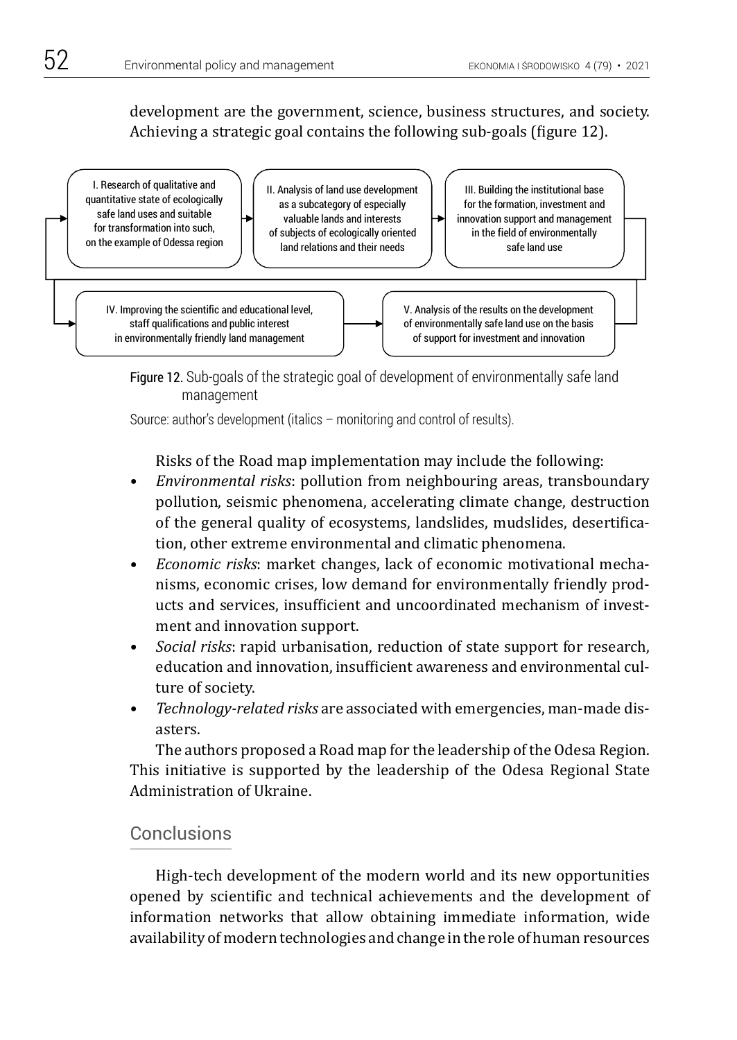development are the government, science, business structures, and society. Achieving a strategic goal contains the following sub-goals (figure 12).

I. Research of qualitative and quantitative state of ecologically safe land uses and suitable for transformation into such, on the example of Odessa region

II. Analysis of land use development as a subcategory of especially valuable lands and interests of subjects of ecologically oriented land relations and their needs

III. Building the institutional base for the formation, investment and innovation support and management in the field of environmentally safe land use

IV. Improving the scientific and educational level, staff qualifications and public interest in environmentally friendly land management

V. Analysis of the results on the development of environmentally safe land use on the basis of support for investment and innovation

Figure 12. Sub-goals of the strategic goal of development of environmentally safe land management

Source: author's development (italics – monitoring and control of results).

Risks of the Road map implementation may include the following:

- *Environmental risks*: pollution from neighbouring areas, transboundary pollution, seismic phenomena, accelerating climate change, destruction of the general quality of ecosystems, landslides, mudslides, desertification, other extreme environmental and climatic phenomena.
- *Economic risks*: market changes, lack of economic motivational mechanisms, economic crises, low demand for environmentally friendly products and services, insufficient and uncoordinated mechanism of investment and innovation support.
- *Social risks*: rapid urbanisation, reduction of state support for research, education and innovation, insufficient awareness and environmental culture of society.
- *Technology-related risks* are associated with emergencies, man-made disasters.

The authors proposed a Road map for the leadership of the Odesa Region. This initiative is supported by the leadership of the Odesa Regional State Administration of Ukraine.

## Conclusions

High-tech development of the modern world and its new opportunities opened by scientific and technical achievements and the development of information networks that allow obtaining immediate information, wide availability of modern technologies and change in the role of human resources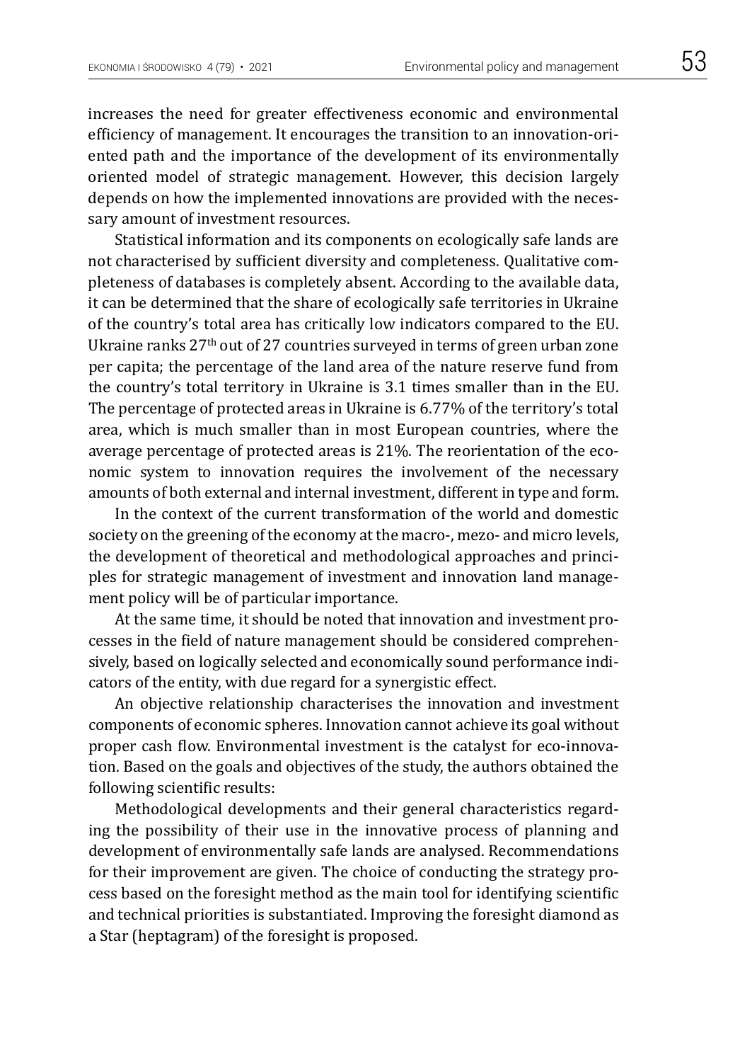increases the need for greater effectiveness economic and environmental efficiency of management. It encourages the transition to an innovation-oriented path and the importance of the development of its environmentally oriented model of strategic management. However, this decision largely depends on how the implemented innovations are provided with the necessary amount of investment resources.

Statistical information and its components on ecologically safe lands are not characterised by sufficient diversity and completeness. Qualitative completeness of databases is completely absent. According to the available data, it can be determined that the share of ecologically safe territories in Ukraine of the country's total area has critically low indicators compared to the EU. Ukraine ranks 27th out of 27 countries surveyed in terms of green urban zone per capita; the percentage of the land area of the nature reserve fund from the country's total territory in Ukraine is 3.1 times smaller than in the EU. The percentage of protected areas in Ukraine is 6.77% of the territory's total area, which is much smaller than in most European countries, where the average percentage of protected areas is 21%. The reorientation of the economic system to innovation requires the involvement of the necessary amounts of both external and internal investment, different in type and form.

In the context of the current transformation of the world and domestic society on the greening of the economy at the macro-, mezo- and micro levels, the development of theoretical and methodological approaches and principles for strategic management of investment and innovation land management policy will be of particular importance.

At the same time, it should be noted that innovation and investment processes in the field of nature management should be considered comprehensively, based on logically selected and economically sound performance indicators of the entity, with due regard for a synergistic effect.

An objective relationship characterises the innovation and investment components of economic spheres. Innovation cannot achieve its goal without proper cash flow. Environmental investment is the catalyst for eco-innovation. Based on the goals and objectives of the study, the authors obtained the following scientific results:

Methodological developments and their general characteristics regarding the possibility of their use in the innovative process of planning and development of environmentally safe lands are analysed. Recommendations for their improvement are given. The choice of conducting the strategy process based on the foresight method as the main tool for identifying scientific and technical priorities is substantiated. Improving the foresight diamond as a Star (heptagram) of the foresight is proposed.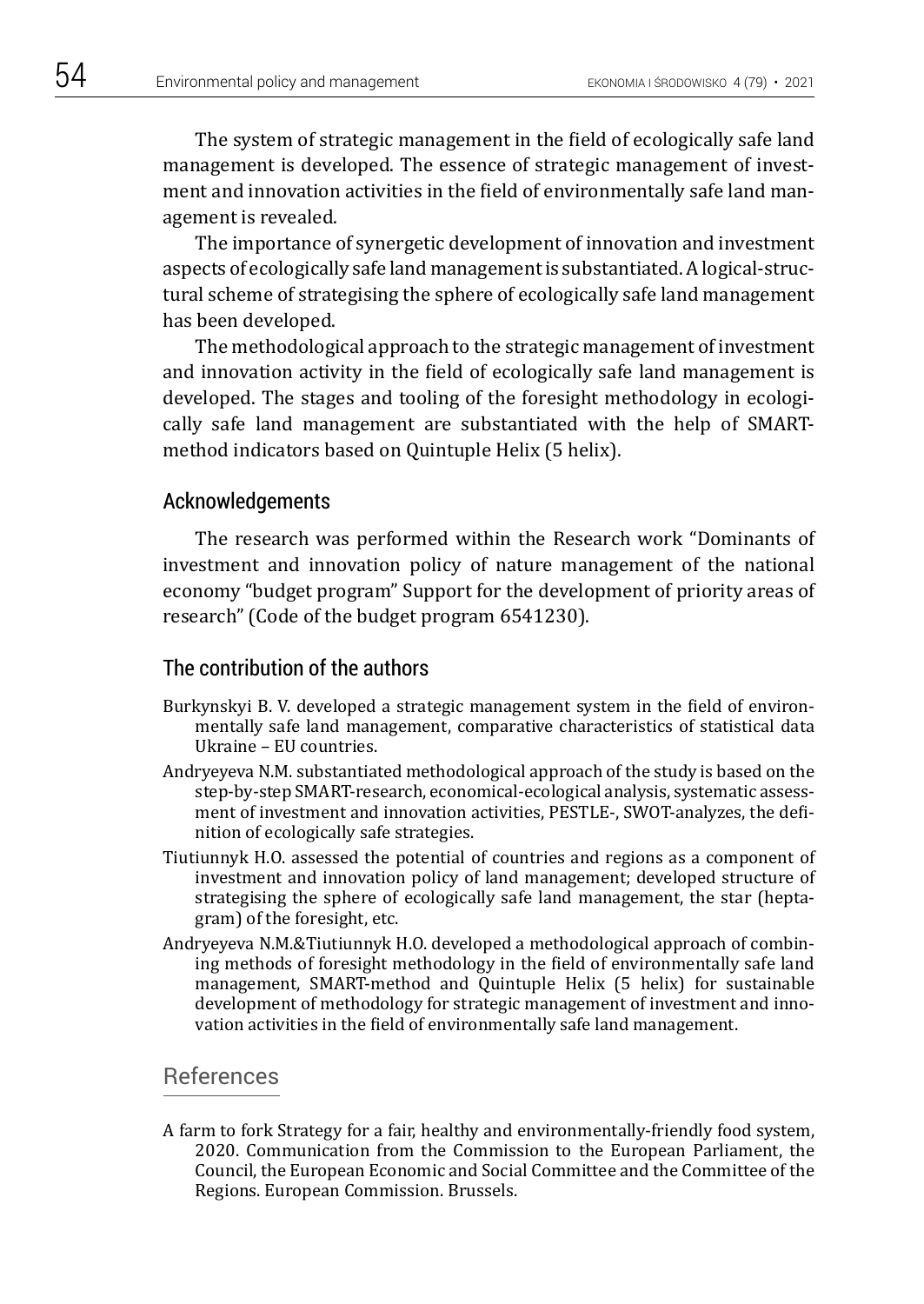The system of strategic management in the field of ecologically safe land management is developed. The essence of strategic management of investment and innovation activities in the field of environmentally safe land management is revealed.

The importance of synergetic development of innovation and investment aspects of ecologically safe land management is substantiated. A logical-structural scheme of strategising the sphere of ecologically safe land management has been developed.

The methodological approach to the strategic management of investment and innovation activity in the field of ecologically safe land management is developed. The stages and tooling of the foresight methodology in ecologically safe land management are substantiated with the help of SMART-method indicators based on Quintuple Helix (5 helix).

## Acknowledgements

The research was performed within the Research work "Dominants of investment and innovation policy of nature management of the national economy "budget program" Support for the development of priority areas of research" (Code of the budget program 6541230).

## The contribution of the authors

Burkynskyi B. V. developed a strategic management system in the field of environmentally safe land management, comparative characteristics of statistical data Ukraine – EU countries.

Andryeyeva N.M. substantiated methodological approach of the study is based on the step-by-step SMART-research, economical-ecological analysis, systematic assessment of investment and innovation activities, PESTLE-, SWOT-analyzes, the definition of ecologically safe strategies.

Tiutiunnyk H.O. assessed the potential of countries and regions as a component of investment and innovation policy of land management; developed structure of strategising the sphere of ecologically safe land management, the star (heptagram) of the foresight, etc.

Andryeyeva N.M.&Tiutiunnyk H.O. developed a methodological approach of combining methods of foresight methodology in the field of environmentally safe land management, SMART-method and Quintuple Helix (5 helix) for sustainable development of methodology for strategic management of investment and innovation activities in the field of environmentally safe land management.

## References

A farm to fork Strategy for a fair, healthy and environmentally-friendly food system, 2020. Communication from the Commission to the European Parliament, the Council, the European Economic and Social Committee and the Committee of the Regions. European Commission. Brussels.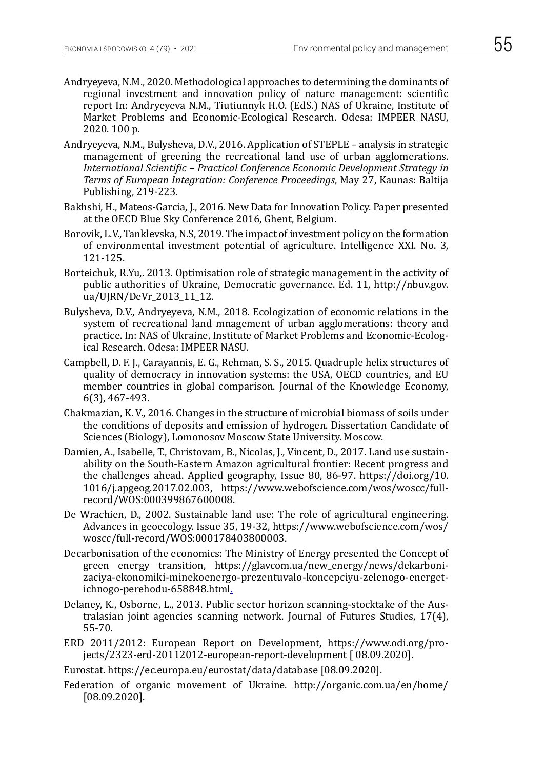Andryeyeva, N.M., 2020. Methodological approaches to determining the dominants of regional investment and innovation policy of nature management: scientific report In: Andryeyeva N.M., Tiutiunnyk H.O. (EdS.) NAS of Ukraine, Institute of Market Problems and Economic-Ecological Research. Odesa: IMPEER NASU, 2020. 100 p.

Andryeyeva, N.M., Bulysheva, D.V., 2016. Application of STEPLE – analysis in strategic management of greening the recreational land use of urban agglomerations. *International Scientific – Practical Conference Economic Development Strategy in Terms of European Integration: Conference Proceedings*, May 27, Kaunas: Baltija Publishing, 219-223.

Bakhshi, H., Mateos-Garcia, J., 2016. New Data for Innovation Policy. Paper presented at the OECD Blue Sky Conference 2016, Ghent, Belgium.

Borovik, L.V., Tanklevska, N.S, 2019. The impact of investment policy on the formation of environmental investment potential of agriculture. Intelligence XXI. No. 3, 121-125.

Borteichuk, R.Yu,. 2013. Optimisation role of strategic management in the activity of public authorities of Ukraine, Democratic governance. Ed. 11, http://nbuv.gov.ua/UJRN/DeVr_2013_11_12.

Bulysheva, D.V., Andryeyeva, N.M., 2018. Ecologization of economic relations in the system of recreational land mnagement of urban agglomerations: theory and practice. In: NAS of Ukraine, Institute of Market Problems and Economic-Ecological Research. Odesa: IMPEER NASU.

Campbell, D. F. J., Carayannis, E. G., Rehman, S. S., 2015. Quadruple helix structures of quality of democracy in innovation systems: the USA, OECD countries, and EU member countries in global comparison. Journal of the Knowledge Economy, 6(3), 467-493.

Chakmazian, K. V., 2016. Changes in the structure of microbial biomass of soils under the conditions of deposits and emission of hydrogen. Dissertation Candidate of Sciences (Biology), Lomonosov Moscow State University. Moscow.

Damien, A., Isabelle, T., Christovam, B., Nicolas, J., Vincent, D., 2017. Land use sustainability on the South-Eastern Amazon agricultural frontier: Recent progress and the challenges ahead. Applied geography, Issue 80, 86-97. https://doi.org/10.1016/j.apgeog.2017.02.003, https://www.webofscience.com/wos/woscc/full-record/WOS:000399867600008.

De Wrachien, D., 2002. Sustainable land use: The role of agricultural engineering. Advances in geoecology. Issue 35, 19-32, https://www.webofscience.com/wos/woscc/full-record/WOS:000178403800003.

Decarbonisation of the economics: The Ministry of Energy presented the Concept of green energy transition, https://glavcom.ua/new_energy/news/dekarbonizaciya-ekonomiki-minekoenergo-prezentuvalo-koncepciyu-zelenogo-energetichnogo-perehodu-658848.html.

Delaney, K., Osborne, L., 2013. Public sector horizon scanning-stocktake of the Australasian joint agencies scanning network. Journal of Futures Studies, 17(4), 55-70.

ERD 2011/2012: European Report on Development, https://www.odi.org/projects/2323-erd-20112012-european-report-development [ 08.09.2020].

Eurostat. https://ec.europa.eu/eurostat/data/database [08.09.2020].

Federation of organic movement of Ukraine. http://organic.com.ua/en/home/ [08.09.2020].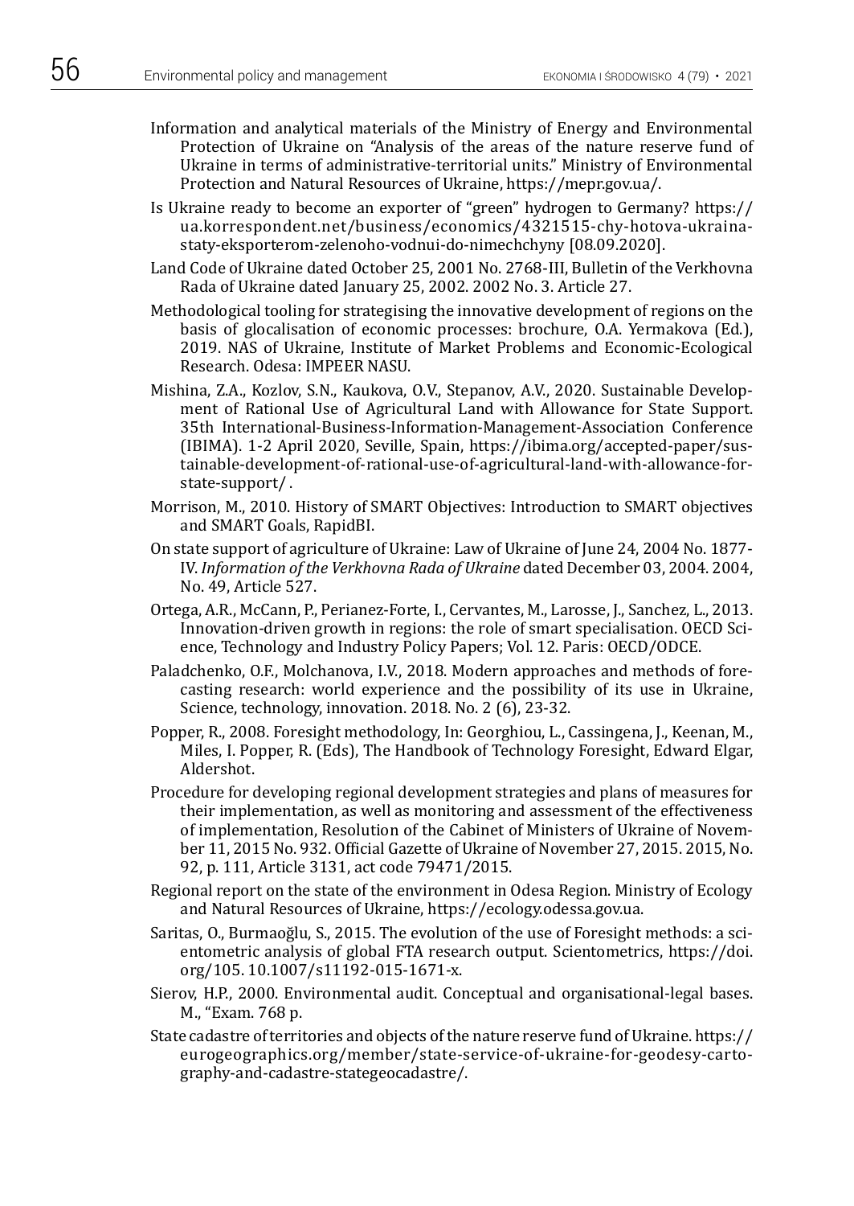Information and analytical materials of the Ministry of Energy and Environmental Protection of Ukraine on "Analysis of the areas of the nature reserve fund of Ukraine in terms of administrative-territorial units." Ministry of Environmental Protection and Natural Resources of Ukraine, https://mepr.gov.ua/.

Is Ukraine ready to become an exporter of "green" hydrogen to Germany? https://ua.korrespondent.net/business/economics/4321515-chy-hotova-ukraina-staty-eksporterom-zelenoho-vodnui-do-nimechchyny [08.09.2020].

Land Code of Ukraine dated October 25, 2001 No. 2768-III, Bulletin of the Verkhovna Rada of Ukraine dated January 25, 2002. 2002 No. 3. Article 27.

Methodological tooling for strategising the innovative development of regions on the basis of glocalisation of economic processes: brochure, O.A. Yermakova (Ed.), 2019. NAS of Ukraine, Institute of Market Problems and Economic-Ecological Research. Odesa: IMPEER NASU.

Mishina, Z.A., Kozlov, S.N., Kaukova, O.V., Stepanov, A.V., 2020. Sustainable Development of Rational Use of Agricultural Land with Allowance for State Support. 35th International-Business-Information-Management-Association Conference (IBIMA). 1-2 April 2020, Seville, Spain, https://ibima.org/accepted-paper/sustainable-development-of-rational-use-of-agricultural-land-with-allowance-for-state-support/ .

Morrison, M., 2010. History of SMART Objectives: Introduction to SMART objectives and SMART Goals, RapidBI.

On state support of agriculture of Ukraine: Law of Ukraine of June 24, 2004 No. 1877-IV. *Information of the Verkhovna Rada of Ukraine* dated December 03, 2004. 2004, No. 49, Article 527.

Ortega, A.R., McCann, P., Perianez-Forte, I., Cervantes, M., Larosse, J., Sanchez, L., 2013. Innovation-driven growth in regions: the role of smart specialisation. OECD Science, Technology and Industry Policy Papers; Vol. 12. Paris: OECD/ODCE.

Paladchenko, O.F., Molchanova, I.V., 2018. Modern approaches and methods of forecasting research: world experience and the possibility of its use in Ukraine, Science, technology, innovation. 2018. No. 2 (6), 23-32.

Popper, R., 2008. Foresight methodology, In: Georghiou, L., Cassingena, J., Keenan, M., Miles, I. Popper, R. (Eds), The Handbook of Technology Foresight, Edward Elgar, Aldershot.

Procedure for developing regional development strategies and plans of measures for their implementation, as well as monitoring and assessment of the effectiveness of implementation, Resolution of the Cabinet of Ministers of Ukraine of November 11, 2015 No. 932. Official Gazette of Ukraine of November 27, 2015. 2015, No. 92, p. 111, Article 3131, act code 79471/2015.

Regional report on the state of the environment in Odesa Region. Ministry of Ecology and Natural Resources of Ukraine, https://ecology.odessa.gov.ua.

Saritas, O., Burmaoğlu, S., 2015. The evolution of the use of Foresight methods: a scientometric analysis of global FTA research output. Scientometrics, https://doi.org/105. 10.1007/s11192-015-1671-x.

Sierov, H.P., 2000. Environmental audit. Conceptual and organisational-legal bases. M., "Exam. 768 p.

State cadastre of territories and objects of the nature reserve fund of Ukraine. https://eurogeographics.org/member/state-service-of-ukraine-for-geodesy-cartography-and-cadastre-stategeocadastre/.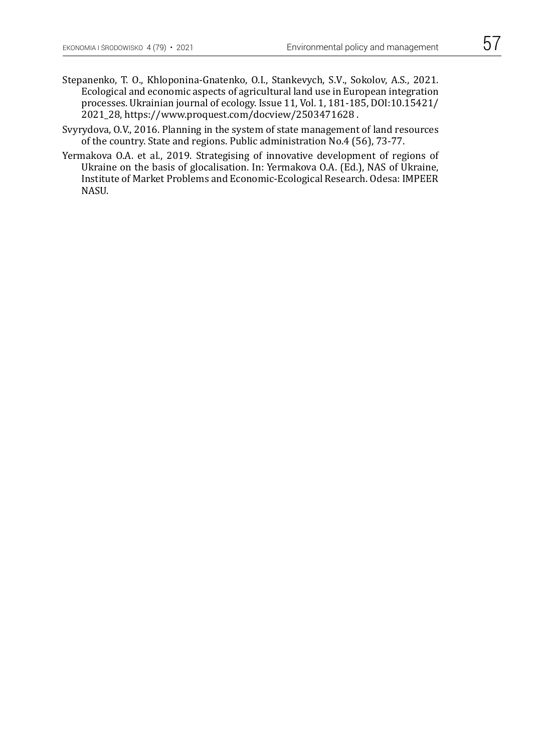Stepanenko, T. O., Khloponina-Gnatenko, O.I., Stankevych, S.V., Sokolov, A.S., 2021. Ecological and economic aspects of agricultural land use in European integration processes. Ukrainian journal of ecology. Issue 11, Vol. 1, 181-185, DOI:10.15421/2021_28, https://www.proquest.com/docview/2503471628 .

Svyrydova, O.V., 2016. Planning in the system of state management of land resources of the country. State and regions. Public administration No.4 (56), 73-77.

Yermakova O.A. et al., 2019. Strategising of innovative development of regions of Ukraine on the basis of glocalisation. In: Yermakova O.A. (Ed.), NAS of Ukraine, Institute of Market Problems and Economic-Ecological Research. Odesa: IMPEER NASU.